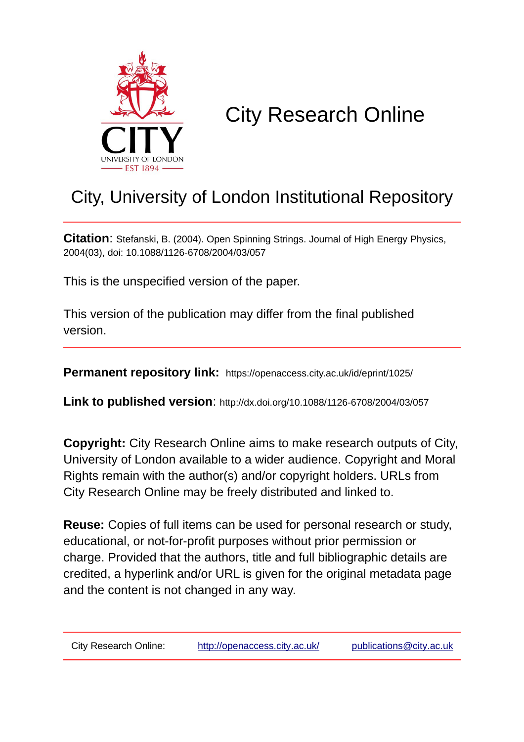# City Research Online

## City, University of London Institutional Repository

**Citation**: Stefanski, B. (2004). Open Spinning Strings. Journal of High Energy Physics, 2004(03), doi: 10.1088/1126-6708/2004/03/057

This is the unspecified version of the paper.

This version of the publication may differ from the final published version.

**Permanent repository link:** https://openaccess.city.ac.uk/id/eprint/1025/

**Link to published version**: http://dx.doi.org/10.1088/1126-6708/2004/03/057

**Copyright:** City Research Online aims to make research outputs of City, University of London available to a wider audience. Copyright and Moral Rights remain with the author(s) and/or copyright holders. URLs from City Research Online may be freely distributed and linked to.

**Reuse:** Copies of full items can be used for personal research or study, educational, or not-for-profit purposes without prior permission or charge. Provided that the authors, title and full bibliographic details are credited, a hyperlink and/or URL is given for the original metadata page and the content is not changed in any way.

City Research Online: http://openaccess.city.ac.uk/ publications@city.ac.uk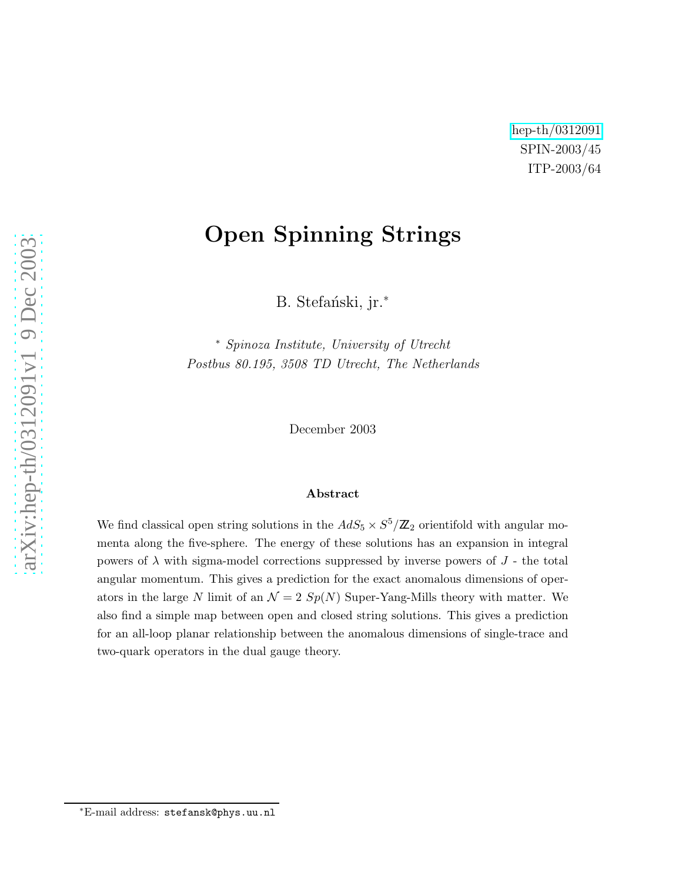hep-th/0312091
SPIN-2003/45
ITP-2003/64

# Open Spinning Strings

B. Stefański, jr.*

* *Spinoza Institute, University of Utrecht*
*Postbus 80.195, 3508 TD Utrecht, The Netherlands*

December 2003

### Abstract

We find classical open string solutions in the $AdS_5 \times S^5/\mathbb{Z}_2$ orientifold with angular momenta along the five-sphere. The energy of these solutions has an expansion in integral powers of $\lambda$ with sigma-model corrections suppressed by inverse powers of $J$ - the total angular momentum. This gives a prediction for the exact anomalous dimensions of operators in the large $N$ limit of an $\mathcal{N}=2$ $Sp(N)$ Super-Yang-Mills theory with matter. We also find a simple map between open and closed string solutions. This gives a prediction for an all-loop planar relationship between the anomalous dimensions of single-trace and two-quark operators in the dual gauge theory.

*E-mail address: `stefansk@phys.uu.nl`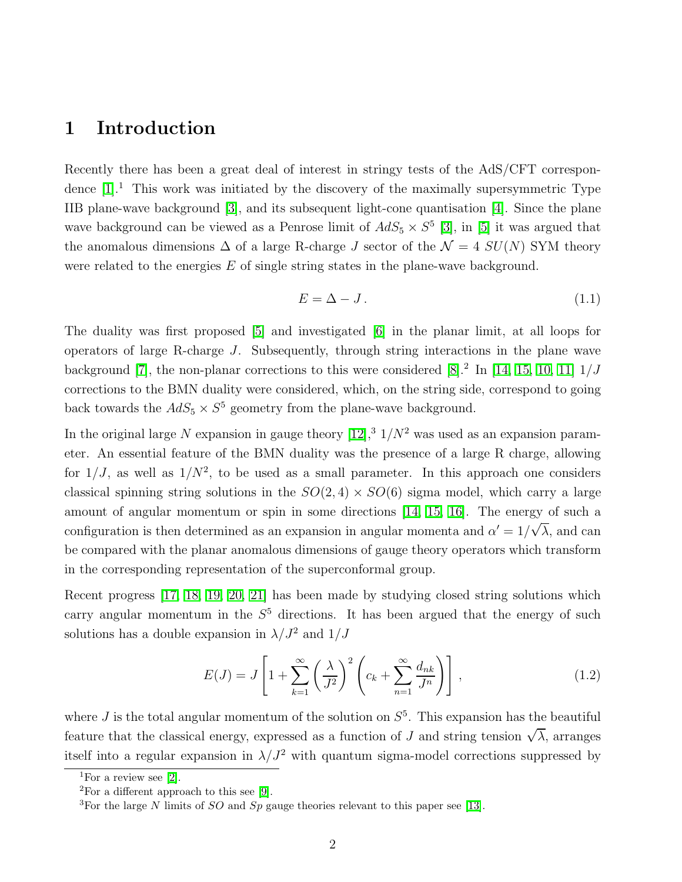# 1 Introduction

Recently there has been a great deal of interest in stringy tests of the AdS/CFT correspondence [1].[1] This work was initiated by the discovery of the maximally supersymmetric Type IIB plane-wave background [3], and its subsequent light-cone quantisation [4]. Since the plane wave background can be viewed as a Penrose limit of $AdS_5 \times S^5$ [3], in [5] it was argued that the anomalous dimensions $\Delta$ of a large R-charge $J$ sector of the $\mathcal{N} = 4$ $SU(N)$ SYM theory were related to the energies $E$ of single string states in the plane-wave background.

$$E = \Delta - J \,. \tag{1.1}$$

The duality was first proposed [5] and investigated [6] in the planar limit, at all loops for operators of large R-charge $J$. Subsequently, through string interactions in the plane wave background [7], the non-planar corrections to this were considered [8].[2] In [14, 15, 10, 11] $1/J$ corrections to the BMN duality were considered, which, on the string side, correspond to going back towards the $AdS_5 \times S^5$ geometry from the plane-wave background.

In the original large $N$ expansion in gauge theory [12],[3] $1/N^2$ was used as an expansion parameter. An essential feature of the BMN duality was the presence of a large R charge, allowing for $1/J$, as well as $1/N^2$, to be used as a small parameter. In this approach one considers classical spinning string solutions in the $SO(2,4) \times SO(6)$ sigma model, which carry a large amount of angular momentum or spin in some directions [14, 15, 16]. The energy of such a configuration is then determined as an expansion in angular momenta and $\alpha' = 1/\sqrt{\lambda}$, and can be compared with the planar anomalous dimensions of gauge theory operators which transform in the corresponding representation of the superconformal group.

Recent progress [17, 18, 19, 20, 21] has been made by studying closed string solutions which carry angular momentum in the $S^5$ directions. It has been argued that the energy of such solutions has a double expansion in $\lambda/J^2$ and $1/J$

$$E(J) = J\left[1 + \sum_{k=1}^{\infty}\left(\frac{\lambda}{J^2}\right)^2\left(c_k + \sum_{n=1}^{\infty}\frac{d_{nk}}{J^n}\right)\right], \tag{1.2}$$

where $J$ is the total angular momentum of the solution on $S^5$. This expansion has the beautiful feature that the classical energy, expressed as a function of $J$ and string tension $\sqrt{\lambda}$, arranges itself into a regular expansion in $\lambda/J^2$ with quantum sigma-model corrections suppressed by

[1] For a review see [2].

[2] For a different approach to this see [9].

[3] For the large $N$ limits of $SO$ and $Sp$ gauge theories relevant to this paper see [13].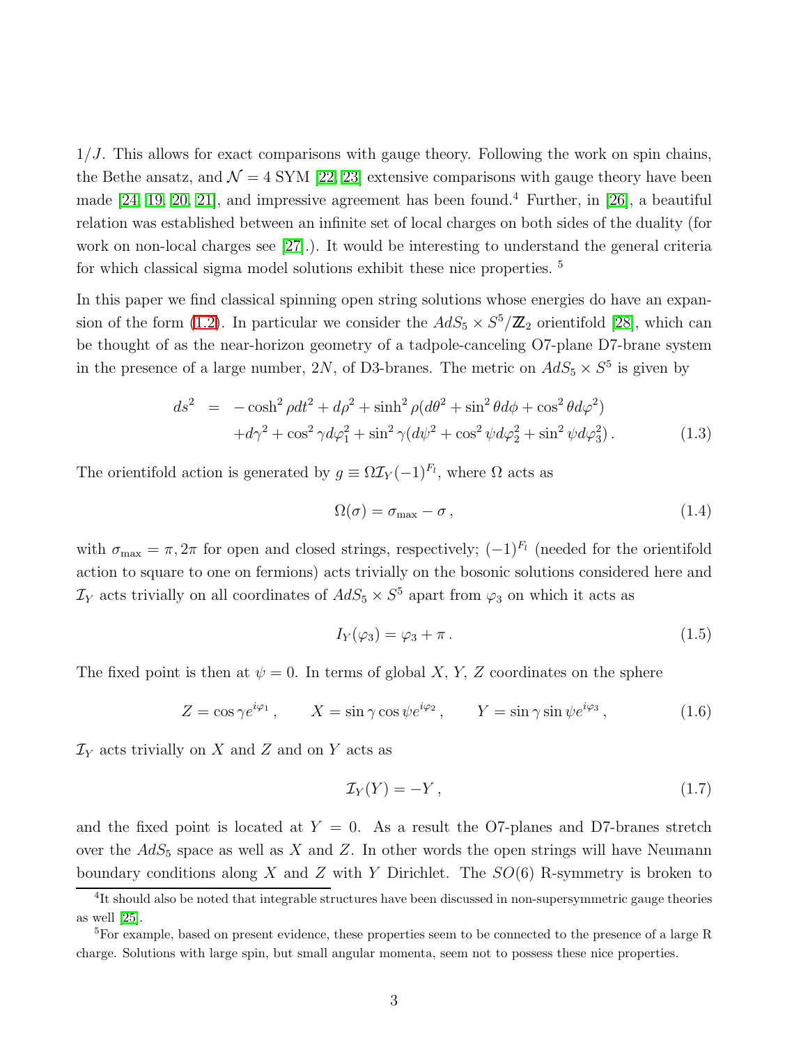1/J. This allows for exact comparisons with gauge theory. Following the work on spin chains, the Bethe ansatz, and $\mathcal{N} = 4$ SYM [22, 23] extensive comparisons with gauge theory have been made [24, 19, 20, 21], and impressive agreement has been found.[4] Further, in [26], a beautiful relation was established between an infinite set of local charges on both sides of the duality (for work on non-local charges see [27].). It would be interesting to understand the general criteria for which classical sigma model solutions exhibit these nice properties. [5]

In this paper we find classical spinning open string solutions whose energies do have an expansion of the form (1.2). In particular we consider the $AdS_5 \times S^5/\mathbb{Z}_2$ orientifold [28], which can be thought of as the near-horizon geometry of a tadpole-canceling O7-plane D7-brane system in the presence of a large number, $2N$, of D3-branes. The metric on $AdS_5 \times S^5$ is given by

$$
\begin{aligned}
ds^2 &= -\cosh^2\rho dt^2 + d\rho^2 + \sinh^2\rho(d\theta^2 + \sin^2\theta d\phi + \cos^2\theta d\varphi^2) \\
&\quad + d\gamma^2 + \cos^2\gamma d\varphi_1^2 + \sin^2\gamma(d\psi^2 + \cos^2\psi d\varphi_2^2 + \sin^2\psi d\varphi_3^2)\,. \qquad (1.3)
\end{aligned}
$$

The orientifold action is generated by $g \equiv \Omega \mathcal{I}_Y (-1)^{F_l}$, where $\Omega$ acts as

$$
\Omega(\sigma) = \sigma_{\max} - \sigma\,, \qquad (1.4)
$$

with $\sigma_{\max} = \pi, 2\pi$ for open and closed strings, respectively; $(-1)^{F_l}$ (needed for the orientifold action to square to one on fermions) acts trivially on the bosonic solutions considered here and $\mathcal{I}_Y$ acts trivially on all coordinates of $AdS_5 \times S^5$ apart from $\varphi_3$ on which it acts as

$$
I_Y(\varphi_3) = \varphi_3 + \pi\,. \qquad (1.5)
$$

The fixed point is then at $\psi = 0$. In terms of global $X$, $Y$, $Z$ coordinates on the sphere

$$
Z = \cos\gamma e^{i\varphi_1}\,, \qquad X = \sin\gamma\cos\psi e^{i\varphi_2}\,, \qquad Y = \sin\gamma\sin\psi e^{i\varphi_3}\,, \qquad (1.6)
$$

$\mathcal{I}_Y$ acts trivially on $X$ and $Z$ and on $Y$ acts as

$$
\mathcal{I}_Y(Y) = -Y\,, \qquad (1.7)
$$

and the fixed point is located at $Y = 0$. As a result the O7-planes and D7-branes stretch over the $AdS_5$ space as well as $X$ and $Z$. In other words the open strings will have Neumann boundary conditions along $X$ and $Z$ with $Y$ Dirichlet. The $SO(6)$ R-symmetry is broken to

[4] It should also be noted that integrable structures have been discussed in non-supersymmetric gauge theories as well [25].

[5] For example, based on present evidence, these properties seem to be connected to the presence of a large R charge. Solutions with large spin, but small angular momenta, seem not to possess these nice properties.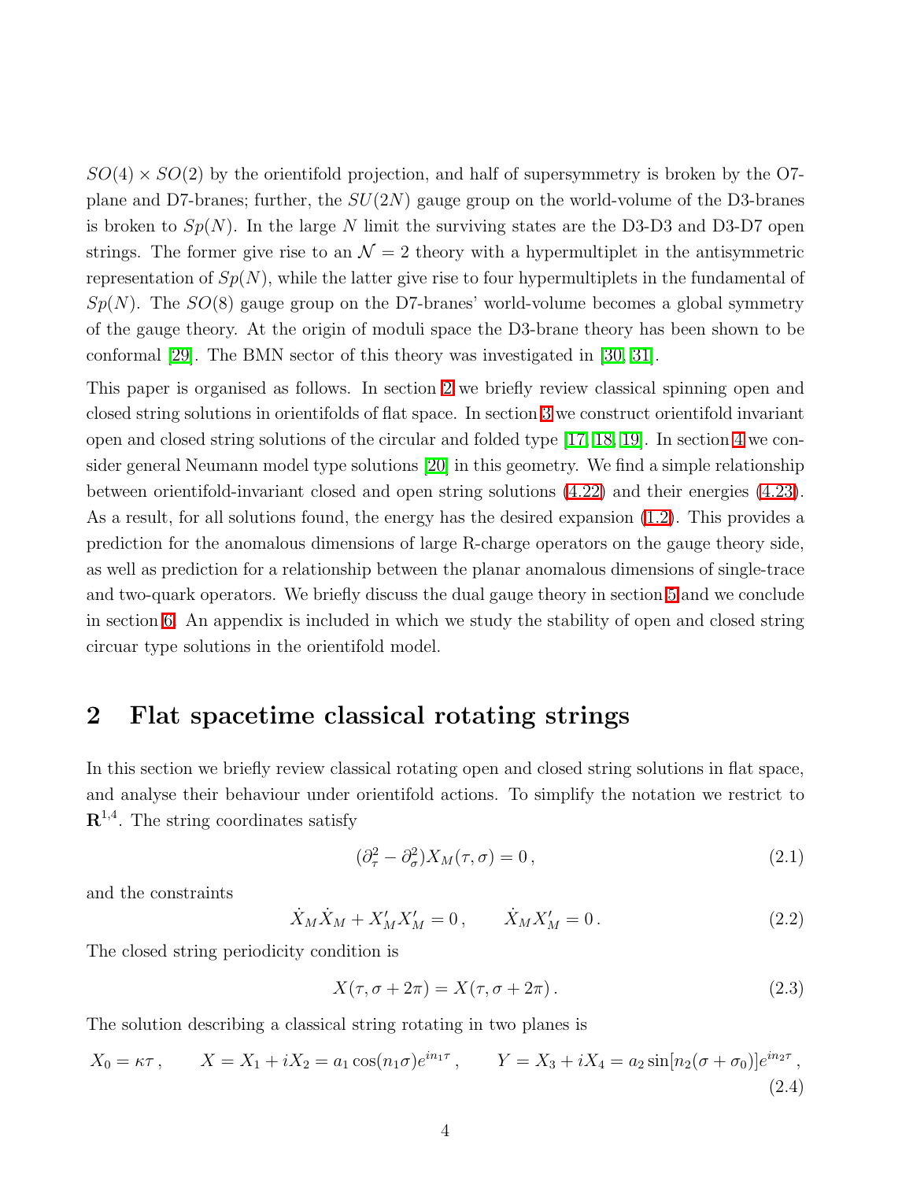$SO(4) \times SO(2)$ by the orientifold projection, and half of supersymmetry is broken by the O7-plane and D7-branes; further, the $SU(2N)$ gauge group on the world-volume of the D3-branes is broken to $Sp(N)$. In the large $N$ limit the surviving states are the D3-D3 and D3-D7 open strings. The former give rise to an $\mathcal{N} = 2$ theory with a hypermultiplet in the antisymmetric representation of $Sp(N)$, while the latter give rise to four hypermultiplets in the fundamental of $Sp(N)$. The $SO(8)$ gauge group on the D7-branes' world-volume becomes a global symmetry of the gauge theory. At the origin of moduli space the D3-brane theory has been shown to be conformal [29]. The BMN sector of this theory was investigated in [30, 31].

This paper is organised as follows. In section 2 we briefly review classical spinning open and closed string solutions in orientifolds of flat space. In section 3 we construct orientifold invariant open and closed string solutions of the circular and folded type [17, 18, 19]. In section 4 we consider general Neumann model type solutions [20] in this geometry. We find a simple relationship between orientifold-invariant closed and open string solutions (4.22) and their energies (4.23). As a result, for all solutions found, the energy has the desired expansion (1.2). This provides a prediction for the anomalous dimensions of large R-charge operators on the gauge theory side, as well as prediction for a relationship between the planar anomalous dimensions of single-trace and two-quark operators. We briefly discuss the dual gauge theory in section 5 and we conclude in section 6. An appendix is included in which we study the stability of open and closed string circular type solutions in the orientifold model.

## 2 Flat spacetime classical rotating strings

In this section we briefly review classical rotating open and closed string solutions in flat space, and analyse their behaviour under orientifold actions. To simplify the notation we restrict to $\mathbf{R}^{1,4}$. The string coordinates satisfy

$$(\partial_\tau^2 - \partial_\sigma^2) X_M(\tau, \sigma) = 0\,, \tag{2.1}$$

and the constraints

$$\dot{X}_M \dot{X}_M + X'_M X'_M = 0\,, \qquad \dot{X}_M X'_M = 0\,. \tag{2.2}$$

The closed string periodicity condition is

$$X(\tau, \sigma + 2\pi) = X(\tau, \sigma + 2\pi)\,. \tag{2.3}$$

The solution describing a classical string rotating in two planes is

$$X_0 = \kappa\tau\,, \qquad X = X_1 + iX_2 = a_1 \cos(n_1\sigma) e^{in_1\tau}\,, \qquad Y = X_3 + iX_4 = a_2 \sin[n_2(\sigma + \sigma_0)] e^{in_2\tau}\,, \tag{2.4}$$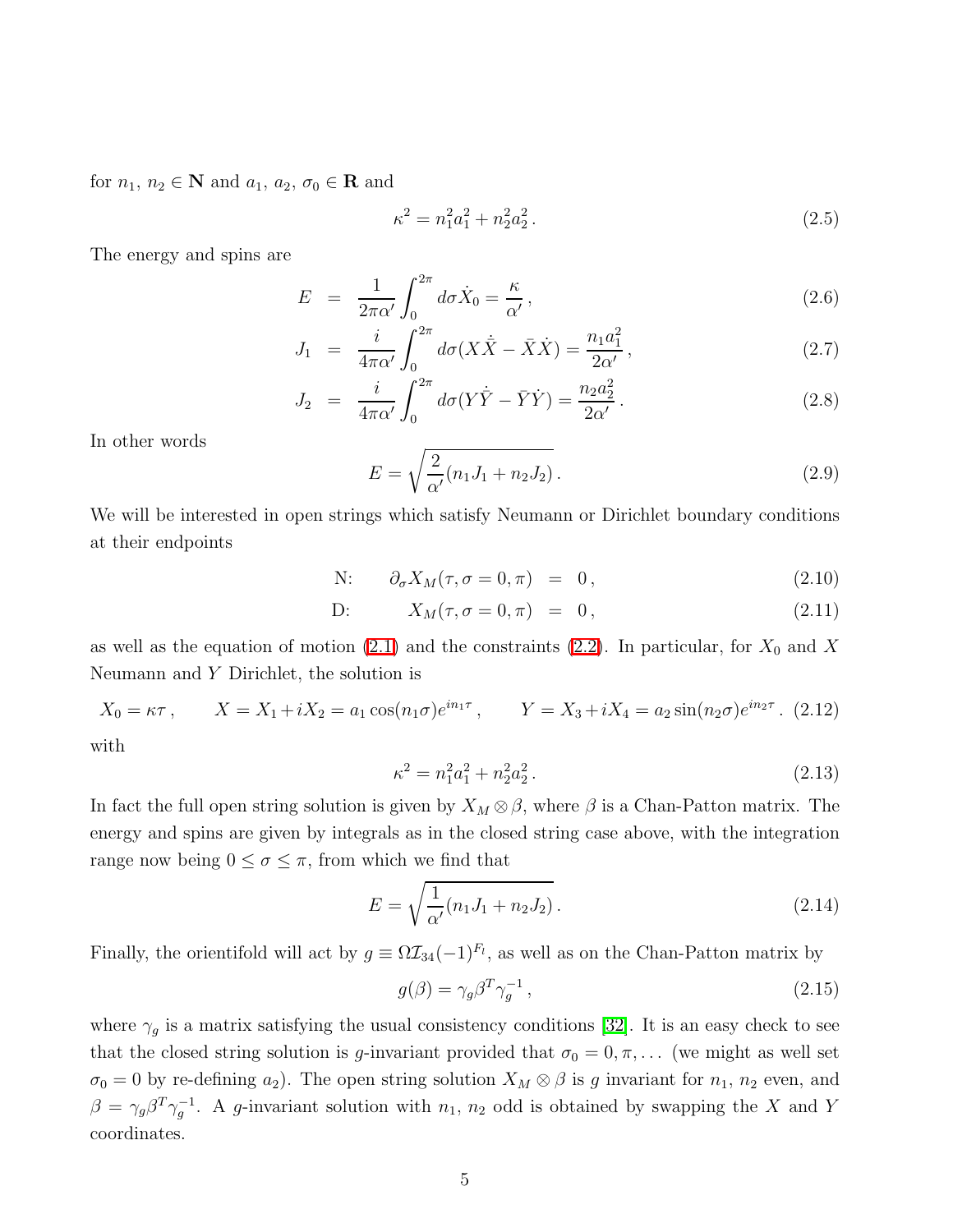for $n_1$, $n_2 \in \mathbf{N}$ and $a_1$, $a_2$, $\sigma_0 \in \mathbf{R}$ and

$$\kappa^2 = n_1^2 a_1^2 + n_2^2 a_2^2 \,. \tag{2.5}$$

The energy and spins are

$$E = \frac{1}{2\pi\alpha'}\int_0^{2\pi} d\sigma \dot{X}_0 = \frac{\kappa}{\alpha'}\,, \tag{2.6}$$

$$J_1 = \frac{i}{4\pi\alpha'}\int_0^{2\pi} d\sigma (X\dot{\bar{X}} - \bar{X}\dot{X}) = \frac{n_1 a_1^2}{2\alpha'}\,, \tag{2.7}$$

$$J_2 = \frac{i}{4\pi\alpha'}\int_0^{2\pi} d\sigma (Y\dot{\bar{Y}} - \bar{Y}\dot{Y}) = \frac{n_2 a_2^2}{2\alpha'}\,. \tag{2.8}$$

In other words

$$E = \sqrt{\frac{2}{\alpha'}(n_1 J_1 + n_2 J_2)}\,. \tag{2.9}$$

We will be interested in open strings which satisfy Neumann or Dirichlet boundary conditions at their endpoints

$$\text{N:} \qquad \partial_\sigma X_M(\tau, \sigma = 0, \pi) = 0\,, \tag{2.10}$$

$$\text{D:} \qquad X_M(\tau, \sigma = 0, \pi) = 0\,, \tag{2.11}$$

as well as the equation of motion (2.1) and the constraints (2.2). In particular, for $X_0$ and $X$ Neumann and $Y$ Dirichlet, the solution is

$$X_0 = \kappa\tau\,, \qquad X = X_1 + iX_2 = a_1\cos(n_1\sigma)e^{in_1\tau}\,, \qquad Y = X_3 + iX_4 = a_2\sin(n_2\sigma)e^{in_2\tau}\,. \tag{2.12}$$

with

$$\kappa^2 = n_1^2 a_1^2 + n_2^2 a_2^2\,. \tag{2.13}$$

In fact the full open string solution is given by $X_M \otimes \beta$, where $\beta$ is a Chan-Patton matrix. The energy and spins are given by integrals as in the closed string case above, with the integration range now being $0 \leq \sigma \leq \pi$, from which we find that

$$E = \sqrt{\frac{1}{\alpha'}(n_1 J_1 + n_2 J_2)}\,. \tag{2.14}$$

Finally, the orientifold will act by $g \equiv \Omega\mathcal{I}_{34}(-1)^{F_l}$, as well as on the Chan-Patton matrix by

$$g(\beta) = \gamma_g \beta^T \gamma_g^{-1}\,, \tag{2.15}$$

where $\gamma_g$ is a matrix satisfying the usual consistency conditions [32]. It is an easy check to see that the closed string solution is $g$-invariant provided that $\sigma_0 = 0, \pi, \ldots$ (we might as well set $\sigma_0 = 0$ by re-defining $a_2$). The open string solution $X_M \otimes \beta$ is $g$ invariant for $n_1$, $n_2$ even, and $\beta = \gamma_g \beta^T \gamma_g^{-1}$. A $g$-invariant solution with $n_1$, $n_2$ odd is obtained by swapping the $X$ and $Y$ coordinates.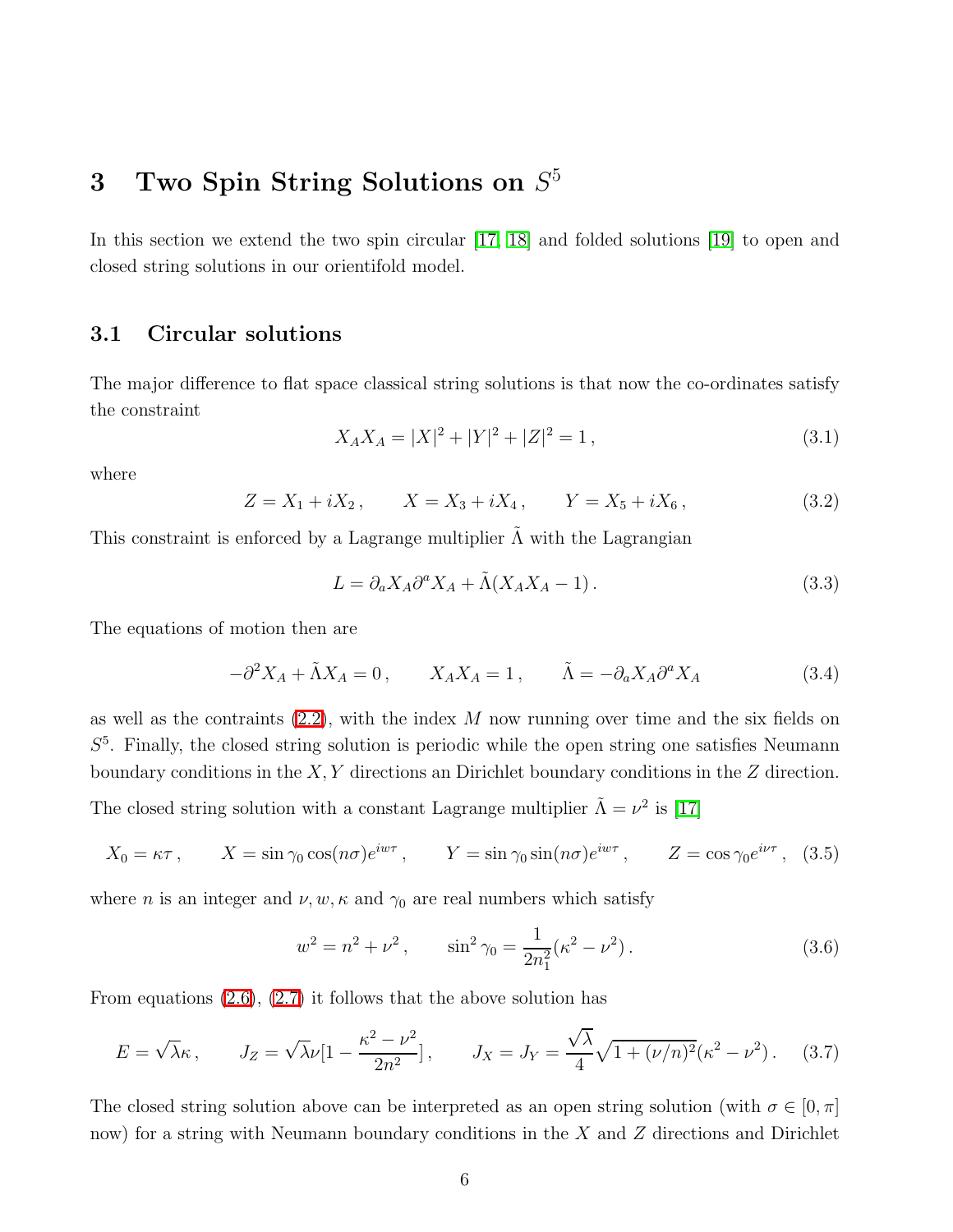## 3 Two Spin String Solutions on $S^5$

In this section we extend the two spin circular [17, 18] and folded solutions [19] to open and closed string solutions in our orientifold model.

### 3.1 Circular solutions

The major difference to flat space classical string solutions is that now the co-ordinates satisfy the constraint

$$X_A X_A = |X|^2 + |Y|^2 + |Z|^2 = 1\,, \tag{3.1}$$

where

$$Z = X_1 + iX_2\,, \qquad X = X_3 + iX_4\,, \qquad Y = X_5 + iX_6\,, \tag{3.2}$$

This constraint is enforced by a Lagrange multiplier $\tilde{\Lambda}$ with the Lagrangian

$$L = \partial_a X_A \partial^a X_A + \tilde{\Lambda}(X_A X_A - 1)\,. \tag{3.3}$$

The equations of motion then are

$$-\partial^2 X_A + \tilde{\Lambda} X_A = 0\,, \qquad X_A X_A = 1\,, \qquad \tilde{\Lambda} = -\partial_a X_A \partial^a X_A \tag{3.4}$$

as well as the contraints (2.2), with the index $M$ now running over time and the six fields on $S^5$. Finally, the closed string solution is periodic while the open string one satisfies Neumann boundary conditions in the $X, Y$ directions an Dirichlet boundary conditions in the $Z$ direction.

The closed string solution with a constant Lagrange multiplier $\tilde{\Lambda} = \nu^2$ is [17]

$$X_0 = \kappa\tau\,, \qquad X = \sin\gamma_0 \cos(n\sigma) e^{iw\tau}\,, \qquad Y = \sin\gamma_0 \sin(n\sigma) e^{iw\tau}\,, \qquad Z = \cos\gamma_0 e^{i\nu\tau}\,, \tag{3.5}$$

where $n$ is an integer and $\nu, w, \kappa$ and $\gamma_0$ are real numbers which satisfy

$$w^2 = n^2 + \nu^2\,, \qquad \sin^2\gamma_0 = \frac{1}{2n_1^2}(\kappa^2 - \nu^2)\,. \tag{3.6}$$

From equations (2.6), (2.7) it follows that the above solution has

$$E = \sqrt{\lambda}\kappa\,, \qquad J_Z = \sqrt{\lambda}\nu[1 - \frac{\kappa^2 - \nu^2}{2n^2}]\,, \qquad J_X = J_Y = \frac{\sqrt{\lambda}}{4}\sqrt{1 + (\nu/n)^2}(\kappa^2 - \nu^2)\,. \tag{3.7}$$

The closed string solution above can be interpreted as an open string solution (with $\sigma \in [0, \pi]$ now) for a string with Neumann boundary conditions in the $X$ and $Z$ directions and Dirichlet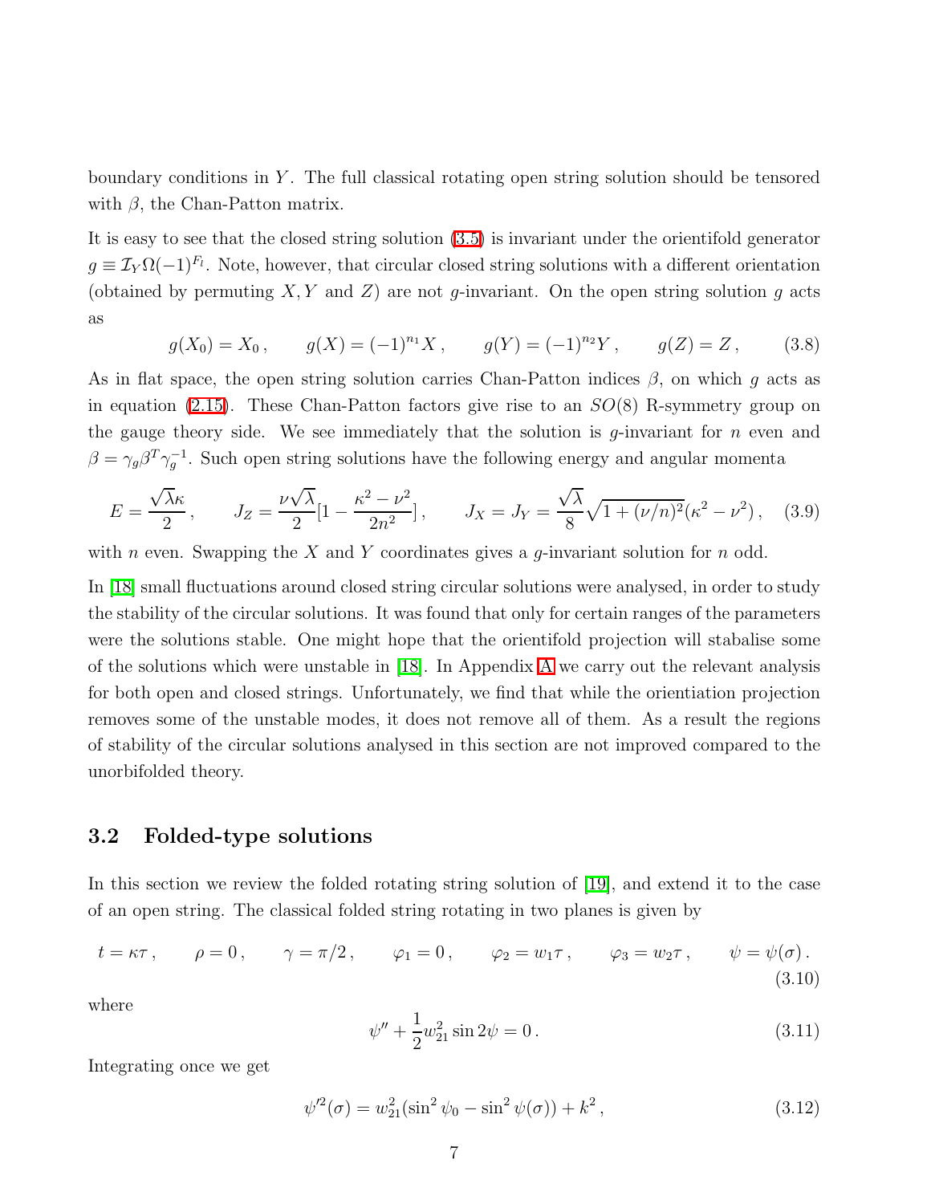boundary conditions in $Y$. The full classical rotating open string solution should be tensored with $\beta$, the Chan-Patton matrix.

It is easy to see that the closed string solution (3.5) is invariant under the orientifold generator $g \equiv \mathcal{I}_Y \Omega(-1)^{F_l}$. Note, however, that circular closed string solutions with a different orientation (obtained by permuting $X, Y$ and $Z$) are not $g$-invariant. On the open string solution $g$ acts as

$$g(X_0) = X_0 \,, \qquad g(X) = (-1)^{n_1} X \,, \qquad g(Y) = (-1)^{n_2} Y \,, \qquad g(Z) = Z \,, \tag{3.8}$$

As in flat space, the open string solution carries Chan-Patton indices $\beta$, on which $g$ acts as in equation (2.15). These Chan-Patton factors give rise to an $SO(8)$ R-symmetry group on the gauge theory side. We see immediately that the solution is $g$-invariant for $n$ even and $\beta = \gamma_g \beta^T \gamma_g^{-1}$. Such open string solutions have the following energy and angular momenta

$$E = \frac{\sqrt{\lambda}\kappa}{2} \,, \qquad J_Z = \frac{\nu\sqrt{\lambda}}{2}[1 - \frac{\kappa^2 - \nu^2}{2n^2}] \,, \qquad J_X = J_Y = \frac{\sqrt{\lambda}}{8}\sqrt{1 + (\nu/n)^2}(\kappa^2 - \nu^2) \,, \tag{3.9}$$

with $n$ even. Swapping the $X$ and $Y$ coordinates gives a $g$-invariant solution for $n$ odd.

In [18] small fluctuations around closed string circular solutions were analysed, in order to study the stability of the circular solutions. It was found that only for certain ranges of the parameters were the solutions stable. One might hope that the orientifold projection will stabalise some of the solutions which were unstable in [18]. In Appendix A we carry out the relevant analysis for both open and closed strings. Unfortunately, we find that while the orientiation projection removes some of the unstable modes, it does not remove all of them. As a result the regions of stability of the circular solutions analysed in this section are not improved compared to the unorbifolded theory.

### 3.2 Folded-type solutions

In this section we review the folded rotating string solution of [19], and extend it to the case of an open string. The classical folded string rotating in two planes is given by

$$t = \kappa\tau \,, \qquad \rho = 0 \,, \qquad \gamma = \pi/2 \,, \qquad \varphi_1 = 0 \,, \qquad \varphi_2 = w_1\tau \,, \qquad \varphi_3 = w_2\tau \,, \qquad \psi = \psi(\sigma) \,. \tag{3.10}$$

where

$$\psi'' + \frac{1}{2} w_{21}^2 \sin 2\psi = 0 \,. \tag{3.11}$$

Integrating once we get

$$\psi'^2(\sigma) = w_{21}^2(\sin^2\psi_0 - \sin^2\psi(\sigma)) + k^2 \,, \tag{3.12}$$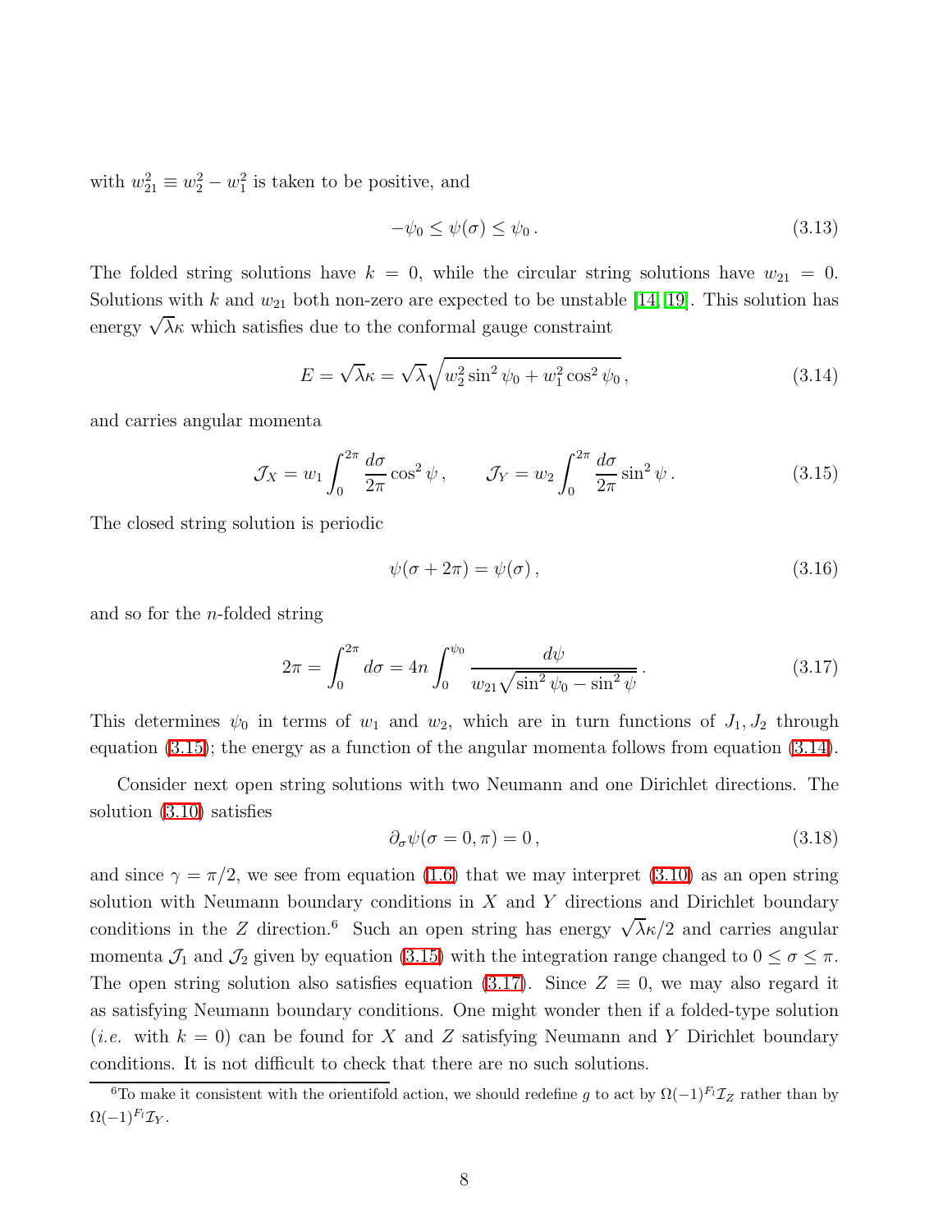with $w_{21}^2 \equiv w_2^2 - w_1^2$ is taken to be positive, and

$$-\psi_0 \leq \psi(\sigma) \leq \psi_0 \,. \tag{3.13}$$

The folded string solutions have $k = 0$, while the circular string solutions have $w_{21} = 0$. Solutions with $k$ and $w_{21}$ both non-zero are expected to be unstable [14, 19]. This solution has energy $\sqrt{\lambda}\kappa$ which satisfies due to the conformal gauge constraint

$$E = \sqrt{\lambda}\kappa = \sqrt{\lambda}\sqrt{w_2^2 \sin^2\psi_0 + w_1^2 \cos^2\psi_0}\,, \tag{3.14}$$

and carries angular momenta

$$\mathcal{J}_X = w_1 \int_0^{2\pi} \frac{d\sigma}{2\pi} \cos^2\psi\,, \qquad \mathcal{J}_Y = w_2 \int_0^{2\pi} \frac{d\sigma}{2\pi} \sin^2\psi\,. \tag{3.15}$$

The closed string solution is periodic

$$\psi(\sigma + 2\pi) = \psi(\sigma)\,, \tag{3.16}$$

and so for the $n$-folded string

$$2\pi = \int_0^{2\pi} d\sigma = 4n \int_0^{\psi_0} \frac{d\psi}{w_{21}\sqrt{\sin^2\psi_0 - \sin^2\psi}}\,. \tag{3.17}$$

This determines $\psi_0$ in terms of $w_1$ and $w_2$, which are in turn functions of $J_1, J_2$ through equation (3.15); the energy as a function of the angular momenta follows from equation (3.14).

Consider next open string solutions with two Neumann and one Dirichlet directions. The solution (3.10) satisfies

$$\partial_\sigma \psi(\sigma = 0, \pi) = 0\,, \tag{3.18}$$

and since $\gamma = \pi/2$, we see from equation (1.6) that we may interpret (3.10) as an open string solution with Neumann boundary conditions in $X$ and $Y$ directions and Dirichlet boundary conditions in the $Z$ direction.[6] Such an open string has energy $\sqrt{\lambda}\kappa/2$ and carries angular momenta $\mathcal{J}_1$ and $\mathcal{J}_2$ given by equation (3.15) with the integration range changed to $0 \leq \sigma \leq \pi$. The open string solution also satisfies equation (3.17). Since $Z \equiv 0$, we may also regard it as satisfying Neumann boundary conditions. One might wonder then if a folded-type solution (*i.e.* with $k = 0$) can be found for $X$ and $Z$ satisfying Neumann and $Y$ Dirichlet boundary conditions. It is not difficult to check that there are no such solutions.

[6] To make it consistent with the orientifold action, we should redefine $g$ to act by $\Omega(-1)^{F_l}\mathcal{I}_Z$ rather than by $\Omega(-1)^{F_l}\mathcal{I}_Y$.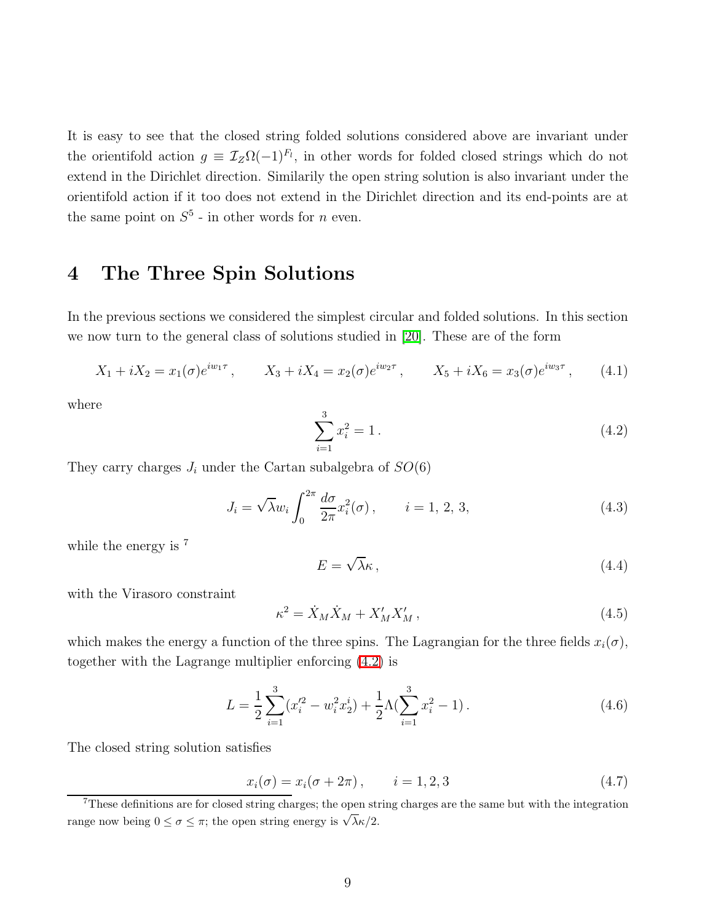It is easy to see that the closed string folded solutions considered above are invariant under the orientifold action $g \equiv \mathcal{I}_Z \Omega (-1)^{F_l}$, in other words for folded closed strings which do not extend in the Dirichlet direction. Similarily the open string solution is also invariant under the orientifold action if it too does not extend in the Dirichlet direction and its end-points are at the same point on $S^5$ - in other words for $n$ even.

# 4 The Three Spin Solutions

In the previous sections we considered the simplest circular and folded solutions. In this section we now turn to the general class of solutions studied in [20]. These are of the form

$$X_1 + iX_2 = x_1(\sigma) e^{iw_1 \tau}\,, \qquad X_3 + iX_4 = x_2(\sigma) e^{iw_2 \tau}\,, \qquad X_5 + iX_6 = x_3(\sigma) e^{iw_3 \tau}\,, \tag{4.1}$$

where

$$\sum_{i=1}^{3} x_i^2 = 1\,. \tag{4.2}$$

They carry charges $J_i$ under the Cartan subalgebra of $SO(6)$

$$J_i = \sqrt{\lambda} w_i \int_0^{2\pi} \frac{d\sigma}{2\pi} x_i^2(\sigma)\,, \qquad i = 1,\, 2,\, 3, \tag{4.3}$$

while the energy is [7]

$$E = \sqrt{\lambda}\kappa\,, \tag{4.4}$$

with the Virasoro constraint

$$\kappa^2 = \dot{X}_M \dot{X}_M + X'_M X'_M\,, \tag{4.5}$$

which makes the energy a function of the three spins. The Lagrangian for the three fields $x_i(\sigma)$, together with the Lagrange multiplier enforcing (4.2) is

$$L = \frac{1}{2} \sum_{i=1}^{3} (x_i'^2 - w_i^2 x_2^i) + \frac{1}{2} \Lambda (\sum_{i=1}^{3} x_i^2 - 1)\,. \tag{4.6}$$

The closed string solution satisfies

$$x_i(\sigma) = x_i(\sigma + 2\pi)\,, \qquad i = 1, 2, 3 \tag{4.7}$$

[7] These definitions are for closed string charges; the open string charges are the same but with the integration range now being $0 \leq \sigma \leq \pi$; the open string energy is $\sqrt{\lambda}\kappa/2$.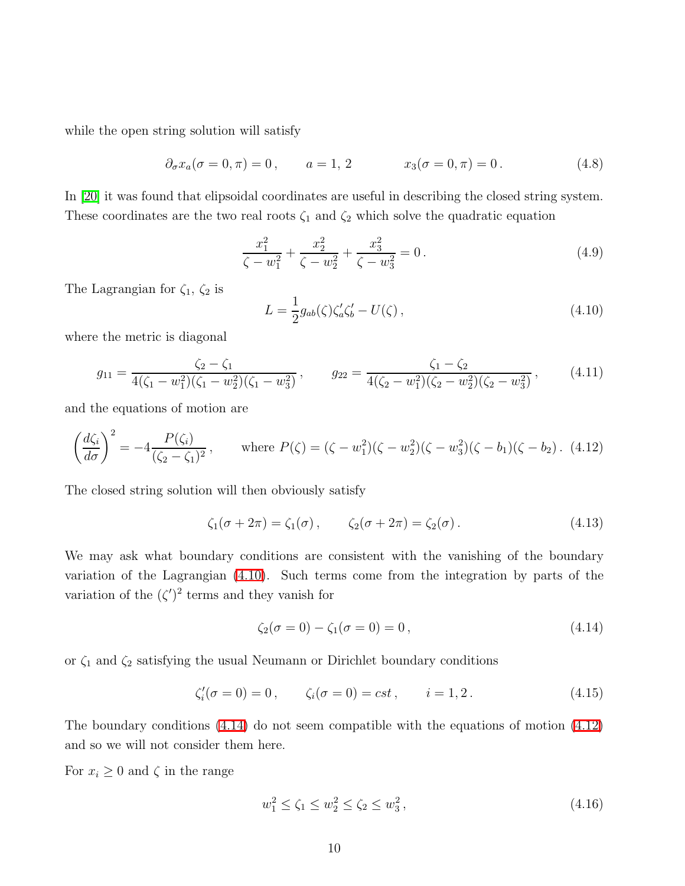while the open string solution will satisfy

$$\partial_\sigma x_a(\sigma = 0, \pi) = 0\,, \qquad a = 1,\,2 \qquad\qquad x_3(\sigma = 0, \pi) = 0\,. \tag{4.8}$$

In [20] it was found that elipsoidal coordinates are useful in describing the closed string system. These coordinates are the two real roots $\zeta_1$ and $\zeta_2$ which solve the quadratic equation

$$\frac{x_1^2}{\zeta - w_1^2} + \frac{x_2^2}{\zeta - w_2^2} + \frac{x_3^2}{\zeta - w_3^2} = 0\,. \tag{4.9}$$

The Lagrangian for $\zeta_1$, $\zeta_2$ is

$$L = \frac{1}{2} g_{ab}(\zeta)\zeta_a' \zeta_b' - U(\zeta)\,, \tag{4.10}$$

where the metric is diagonal

$$g_{11} = \frac{\zeta_2 - \zeta_1}{4(\zeta_1 - w_1^2)(\zeta_1 - w_2^2)(\zeta_1 - w_3^2)}\,, \qquad g_{22} = \frac{\zeta_1 - \zeta_2}{4(\zeta_2 - w_1^2)(\zeta_2 - w_2^2)(\zeta_2 - w_3^2)}\,, \tag{4.11}$$

and the equations of motion are

$$\left(\frac{d\zeta_i}{d\sigma}\right)^2 = -4\frac{P(\zeta_i)}{(\zeta_2 - \zeta_1)^2}\,, \qquad \text{where } P(\zeta) = (\zeta - w_1^2)(\zeta - w_2^2)(\zeta - w_3^2)(\zeta - b_1)(\zeta - b_2)\,. \tag{4.12}$$

The closed string solution will then obviously satisfy

$$\zeta_1(\sigma + 2\pi) = \zeta_1(\sigma)\,, \qquad \zeta_2(\sigma + 2\pi) = \zeta_2(\sigma)\,. \tag{4.13}$$

We may ask what boundary conditions are consistent with the vanishing of the boundary variation of the Lagrangian (4.10). Such terms come from the integration by parts of the variation of the $(\zeta')^2$ terms and they vanish for

$$\zeta_2(\sigma = 0) - \zeta_1(\sigma = 0) = 0\,, \tag{4.14}$$

or $\zeta_1$ and $\zeta_2$ satisfying the usual Neumann or Dirichlet boundary conditions

$$\zeta_i'(\sigma = 0) = 0\,, \qquad \zeta_i(\sigma = 0) = cst\,, \qquad i = 1, 2\,. \tag{4.15}$$

The boundary conditions (4.14) do not seem compatible with the equations of motion (4.12) and so we will not consider them here.

For $x_i \geq 0$ and $\zeta$ in the range

$$w_1^2 \leq \zeta_1 \leq w_2^2 \leq \zeta_2 \leq w_3^2\,, \tag{4.16}$$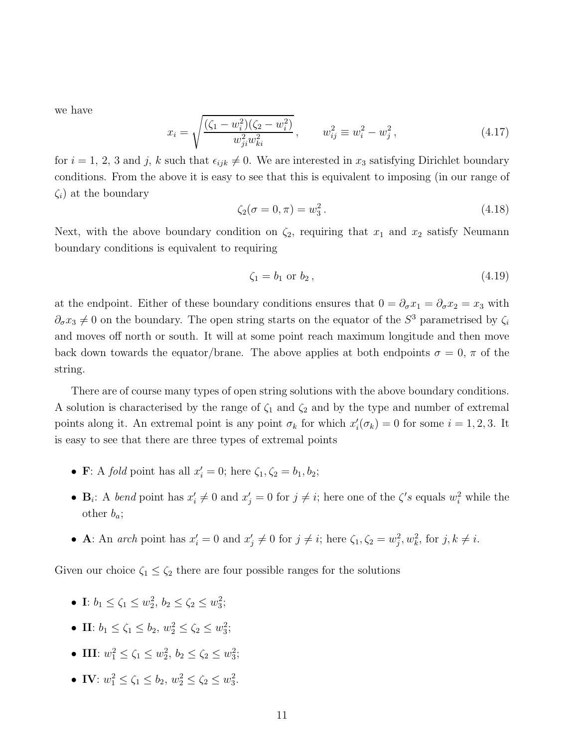we have

$$x_i = \sqrt{\frac{(\zeta_1 - w_i^2)(\zeta_2 - w_i^2)}{w_{ji}^2 w_{ki}^2}}\,, \qquad w_{ij}^2 \equiv w_i^2 - w_j^2\,, \tag{4.17}$$

for $i = 1,\, 2,\, 3$ and $j,\, k$ such that $\epsilon_{ijk} \neq 0$. We are interested in $x_3$ satisfying Dirichlet boundary conditions. From the above it is easy to see that this is equivalent to imposing (in our range of $\zeta_i$) at the boundary

$$\zeta_2(\sigma = 0, \pi) = w_3^2\,. \tag{4.18}$$

Next, with the above boundary condition on $\zeta_2$, requiring that $x_1$ and $x_2$ satisfy Neumann boundary conditions is equivalent to requiring

$$\zeta_1 = b_1 \text{ or } b_2\,, \tag{4.19}$$

at the endpoint. Either of these boundary conditions ensures that $0 = \partial_\sigma x_1 = \partial_\sigma x_2 = x_3$ with $\partial_\sigma x_3 \neq 0$ on the boundary. The open string starts on the equator of the $S^3$ parametrised by $\zeta_i$ and moves off north or south. It will at some point reach maximum longitude and then move back down towards the equator/brane. The above applies at both endpoints $\sigma = 0,\, \pi$ of the string.

There are of course many types of open string solutions with the above boundary conditions. A solution is characterised by the range of $\zeta_1$ and $\zeta_2$ and by the type and number of extremal points along it. An extremal point is any point $\sigma_k$ for which $x_i'(\sigma_k) = 0$ for some $i = 1, 2, 3$. It is easy to see that there are three types of extremal points

- **F**: A *fold* point has all $x_i' = 0$; here $\zeta_1, \zeta_2 = b_1, b_2$;
- **B**$_i$: A *bend* point has $x_i' \neq 0$ and $x_j' = 0$ for $j \neq i$; here one of the $\zeta's$ equals $w_i^2$ while the other $b_a$;
- **A**: An *arch* point has $x_i' = 0$ and $x_j' \neq 0$ for $j \neq i$; here $\zeta_1, \zeta_2 = w_j^2, w_k^2$, for $j, k \neq i$.

Given our choice $\zeta_1 \leq \zeta_2$ there are four possible ranges for the solutions

- **I**: $b_1 \leq \zeta_1 \leq w_2^2$, $b_2 \leq \zeta_2 \leq w_3^2$;
- **II**: $b_1 \leq \zeta_1 \leq b_2$, $w_2^2 \leq \zeta_2 \leq w_3^2$;
- **III**: $w_1^2 \leq \zeta_1 \leq w_2^2$, $b_2 \leq \zeta_2 \leq w_3^2$;
- **IV**: $w_1^2 \leq \zeta_1 \leq b_2$, $w_2^2 \leq \zeta_2 \leq w_3^2$.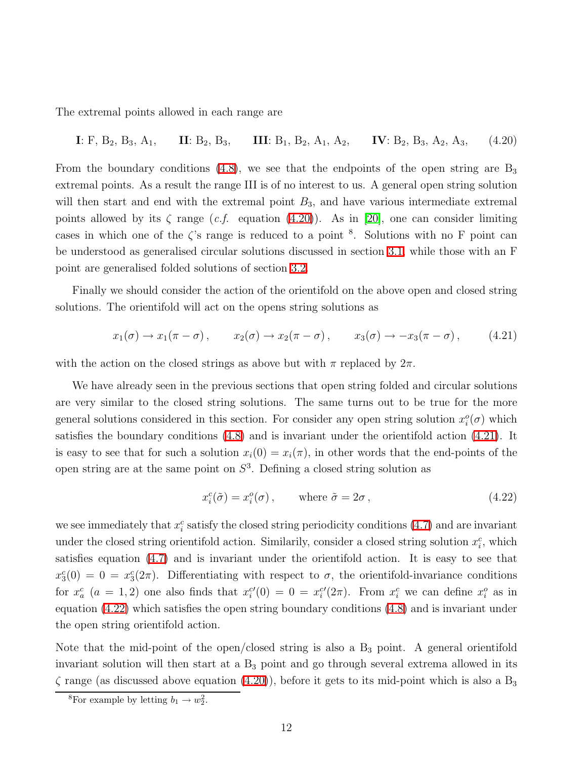The extremal points allowed in each range are

$$\textbf{I}\text{: F, B}_2\text{, B}_3\text{, A}_1, \qquad \textbf{II}\text{: B}_2\text{, B}_3, \qquad \textbf{III}\text{: B}_1\text{, B}_2\text{, A}_1\text{, A}_2, \qquad \textbf{IV}\text{: B}_2\text{, B}_3\text{, A}_2\text{, A}_3, \tag{4.20}$$

From the boundary conditions (4.8), we see that the endpoints of the open string are $B_3$ extremal points. As a result the range III is of no interest to us. A general open string solution will then start and end with the extremal point $B_3$, and have various intermediate extremal points allowed by its $\zeta$ range (*c.f.* equation (4.20)). As in [20], one can consider limiting cases in which one of the $\zeta$'s range is reduced to a point [8]. Solutions with no F point can be understood as generalised circular solutions discussed in section 3.1, while those with an F point are generalised folded solutions of section 3.2.

Finally we should consider the action of the orientifold on the above open and closed string solutions. The orientifold will act on the opens string solutions as

$$x_1(\sigma) \to x_1(\pi - \sigma)\,, \qquad x_2(\sigma) \to x_2(\pi - \sigma)\,, \qquad x_3(\sigma) \to -x_3(\pi - \sigma)\,, \tag{4.21}$$

with the action on the closed strings as above but with $\pi$ replaced by $2\pi$.

We have already seen in the previous sections that open string folded and circular solutions are very similar to the closed string solutions. The same turns out to be true for the more general solutions considered in this section. For consider any open string solution $x_i^o(\sigma)$ which satisfies the boundary conditions (4.8) and is invariant under the orientifold action (4.21). It is easy to see that for such a solution $x_i(0) = x_i(\pi)$, in other words that the end-points of the open string are at the same point on $S^3$. Defining a closed string solution as

$$x_i^c(\tilde{\sigma}) = x_i^o(\sigma)\,, \qquad \text{where } \tilde{\sigma} = 2\sigma\,, \tag{4.22}$$

we see immediately that $x_i^c$ satisfy the closed string periodicity conditions (4.7) and are invariant under the closed string orientifold action. Similarily, consider a closed string solution $x_i^c$, which satisfies equation (4.7) and is invariant under the orientifold action. It is easy to see that $x_3^c(0) = 0 = x_3^c(2\pi)$. Differentiating with respect to $\sigma$, the orientifold-invariance conditions for $x_a^c$ $(a = 1, 2)$ one also finds that $x_i^{c\prime}(0) = 0 = x_i^{c\prime}(2\pi)$. From $x_i^c$ we can define $x_i^o$ as in equation (4.22) which satisfies the open string boundary conditions (4.8) and is invariant under the open string orientifold action.

Note that the mid-point of the open/closed string is also a $B_3$ point. A general orientifold invariant solution will then start at a $B_3$ point and go through several extrema allowed in its $\zeta$ range (as discussed above equation (4.20)), before it gets to its mid-point which is also a $B_3$

[8] For example by letting $b_1 \to w_2^2$.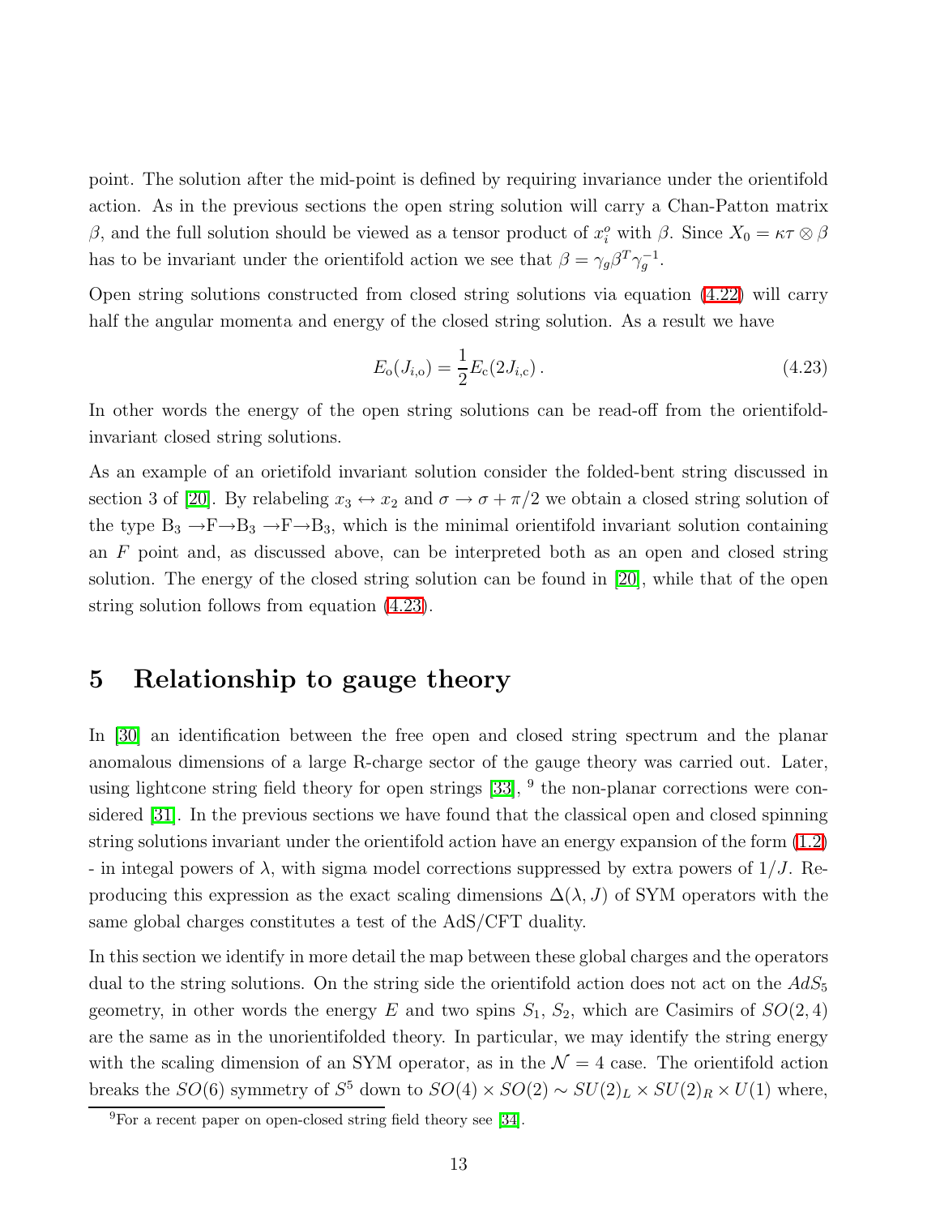point. The solution after the mid-point is defined by requiring invariance under the orientifold action. As in the previous sections the open string solution will carry a Chan-Patton matrix $\beta$, and the full solution should be viewed as a tensor product of $x_i^o$ with $\beta$. Since $X_0 = \kappa\tau \otimes \beta$ has to be invariant under the orientifold action we see that $\beta = \gamma_g \beta^T \gamma_g^{-1}$.

Open string solutions constructed from closed string solutions via equation (4.22) will carry half the angular momenta and energy of the closed string solution. As a result we have

$$E_{\rm o}(J_{i,{\rm o}}) = \frac{1}{2} E_{\rm c}(2J_{i,{\rm c}}) \,. \tag{4.23}$$

In other words the energy of the open string solutions can be read-off from the orientifold-invariant closed string solutions.

As an example of an orietifold invariant solution consider the folded-bent string discussed in section 3 of [20]. By relabeling $x_3 \leftrightarrow x_2$ and $\sigma \to \sigma + \pi/2$ we obtain a closed string solution of the type $\mathrm{B}_3 \to$F$\to$B$_3$ $\to$F$\to$B$_3$, which is the minimal orientifold invariant solution containing an $F$ point and, as discussed above, can be interpreted both as an open and closed string solution. The energy of the closed string solution can be found in [20], while that of the open string solution follows from equation (4.23).

# 5 Relationship to gauge theory

In [30] an identification between the free open and closed string spectrum and the planar anomalous dimensions of a large R-charge sector of the gauge theory was carried out. Later, using lightcone string field theory for open strings [33], [9] the non-planar corrections were considered [31]. In the previous sections we have found that the classical open and closed spinning string solutions invariant under the orientifold action have an energy expansion of the form (1.2) - in integal powers of $\lambda$, with sigma model corrections suppressed by extra powers of $1/J$. Reproducing this expression as the exact scaling dimensions $\Delta(\lambda, J)$ of SYM operators with the same global charges constitutes a test of the AdS/CFT duality.

In this section we identify in more detail the map between these global charges and the operators dual to the string solutions. On the string side the orientifold action does not act on the $AdS_5$ geometry, in other words the energy $E$ and two spins $S_1$, $S_2$, which are Casimirs of $SO(2,4)$ are the same as in the unorientifolded theory. In particular, we may identify the string energy with the scaling dimension of an SYM operator, as in the $\mathcal{N} = 4$ case. The orientifold action breaks the $SO(6)$ symmetry of $S^5$ down to $SO(4) \times SO(2) \sim SU(2)_L \times SU(2)_R \times U(1)$ where,

[9] For a recent paper on open-closed string field theory see [34].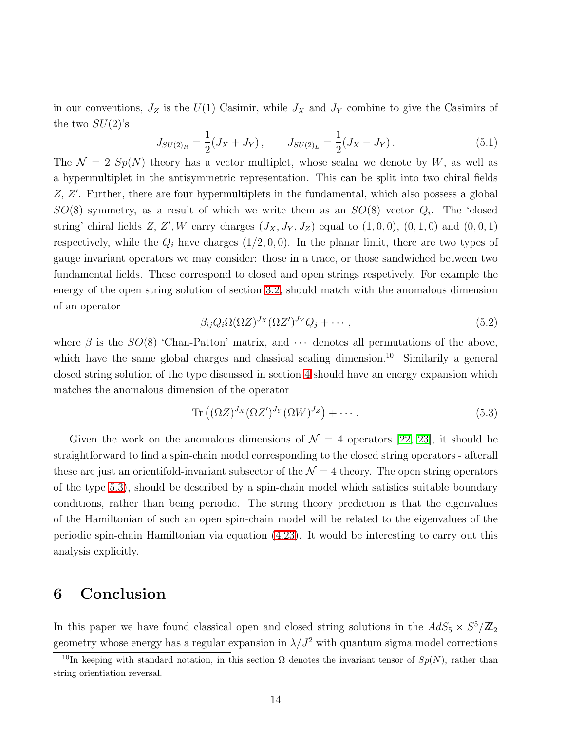in our conventions, $J_Z$ is the $U(1)$ Casimir, while $J_X$ and $J_Y$ combine to give the Casimirs of the two $SU(2)$'s

$$J_{SU(2)_R} = \frac{1}{2}(J_X + J_Y)\,, \qquad J_{SU(2)_L} = \frac{1}{2}(J_X - J_Y)\,. \tag{5.1}$$

The $\mathcal{N} = 2$ $Sp(N)$ theory has a vector multiplet, whose scalar we denote by $W$, as well as a hypermultiplet in the antisymmetric representation. This can be split into two chiral fields $Z$, $Z'$. Further, there are four hypermultiplets in the fundamental, which also possess a global $SO(8)$ symmetry, as a result of which we write them as an $SO(8)$ vector $Q_i$. The 'closed string' chiral fields $Z, Z', W$ carry charges $(J_X, J_Y, J_Z)$ equal to $(1, 0, 0)$, $(0, 1, 0)$ and $(0, 0, 1)$ respectively, while the $Q_i$ have charges $(1/2, 0, 0)$. In the planar limit, there are two types of gauge invariant operators we may consider: those in a trace, or those sandwiched between two fundamental fields. These correspond to closed and open strings respetively. For example the energy of the open string solution of section 3.2, should match with the anomalous dimension of an operator

$$\beta_{ij} Q_i \Omega (\Omega Z)^{J_X} (\Omega Z')^{J_Y} Q_j + \cdots\,, \tag{5.2}$$

where $\beta$ is the $SO(8)$ 'Chan-Patton' matrix, and $\cdots$ denotes all permutations of the above, which have the same global charges and classical scaling dimension.[10] Similarly a general closed string solution of the type discussed in section 4 should have an energy expansion which matches the anomalous dimension of the operator

$$\mathrm{Tr}\left( (\Omega Z)^{J_X} (\Omega Z')^{J_Y} (\Omega W)^{J_Z} \right) + \cdots\,. \tag{5.3}$$

Given the work on the anomalous dimensions of $\mathcal{N} = 4$ operators [22, 23], it should be straightforward to find a spin-chain model corresponding to the closed string operators - afterall these are just an orientifold-invariant subsector of the $\mathcal{N} = 4$ theory. The open string operators of the type 5.3), should be described by a spin-chain model which satisfies suitable boundary conditions, rather than being periodic. The string theory prediction is that the eigenvalues of the Hamiltonian of such an open spin-chain model will be related to the eigenvalues of the periodic spin-chain Hamiltonian via equation (4.23). It would be interesting to carry out this analysis explicitly.

# 6 Conclusion

In this paper we have found classical open and closed string solutions in the $AdS_5 \times S^5/\mathbb{Z}_2$ geometry whose energy has a regular expansion in $\lambda/J^2$ with quantum sigma model corrections

[10] In keeping with standard notation, in this section $\Omega$ denotes the invariant tensor of $Sp(N)$, rather than string orientiation reversal.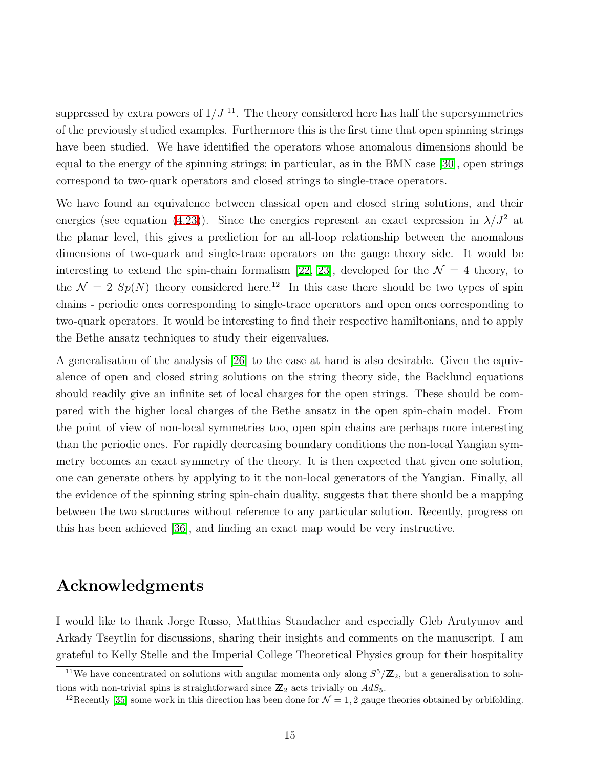suppressed by extra powers of $1/J$ [11]. The theory considered here has half the supersymmetries of the previously studied examples. Furthermore this is the first time that open spinning strings have been studied. We have identified the operators whose anomalous dimensions should be equal to the energy of the spinning strings; in particular, as in the BMN case [30], open strings correspond to two-quark operators and closed strings to single-trace operators.

We have found an equivalence between classical open and closed string solutions, and their energies (see equation (4.23)). Since the energies represent an exact expression in $\lambda/J^2$ at the planar level, this gives a prediction for an all-loop relationship between the anomalous dimensions of two-quark and single-trace operators on the gauge theory side. It would be interesting to extend the spin-chain formalism [22, 23], developed for the $\mathcal{N}=4$ theory, to the $\mathcal{N}=2$ $Sp(N)$ theory considered here.[12] In this case there should be two types of spin chains - periodic ones corresponding to single-trace operators and open ones corresponding to two-quark operators. It would be interesting to find their respective hamiltonians, and to apply the Bethe ansatz techniques to study their eigenvalues.

A generalisation of the analysis of [26] to the case at hand is also desirable. Given the equivalence of open and closed string solutions on the string theory side, the Backlund equations should readily give an infinite set of local charges for the open strings. These should be compared with the higher local charges of the Bethe ansatz in the open spin-chain model. From the point of view of non-local symmetries too, open spin chains are perhaps more interesting than the periodic ones. For rapidly decreasing boundary conditions the non-local Yangian symmetry becomes an exact symmetry of the theory. It is then expected that given one solution, one can generate others by applying to it the non-local generators of the Yangian. Finally, all the evidence of the spinning string spin-chain duality, suggests that there should be a mapping between the two structures without reference to any particular solution. Recently, progress on this has been achieved [36], and finding an exact map would be very instructive.

## Acknowledgments

I would like to thank Jorge Russo, Matthias Staudacher and especially Gleb Arutyunov and Arkady Tseytlin for discussions, sharing their insights and comments on the manuscript. I am grateful to Kelly Stelle and the Imperial College Theoretical Physics group for their hospitality

[11] We have concentrated on solutions with angular momenta only along $S^5/\mathbb{Z}_2$, but a generalisation to solutions with non-trivial spins is straightforward since $\mathbb{Z}_2$ acts trivially on $AdS_5$.

[12] Recently [35] some work in this direction has been done for $\mathcal{N}=1,2$ gauge theories obtained by orbifolding.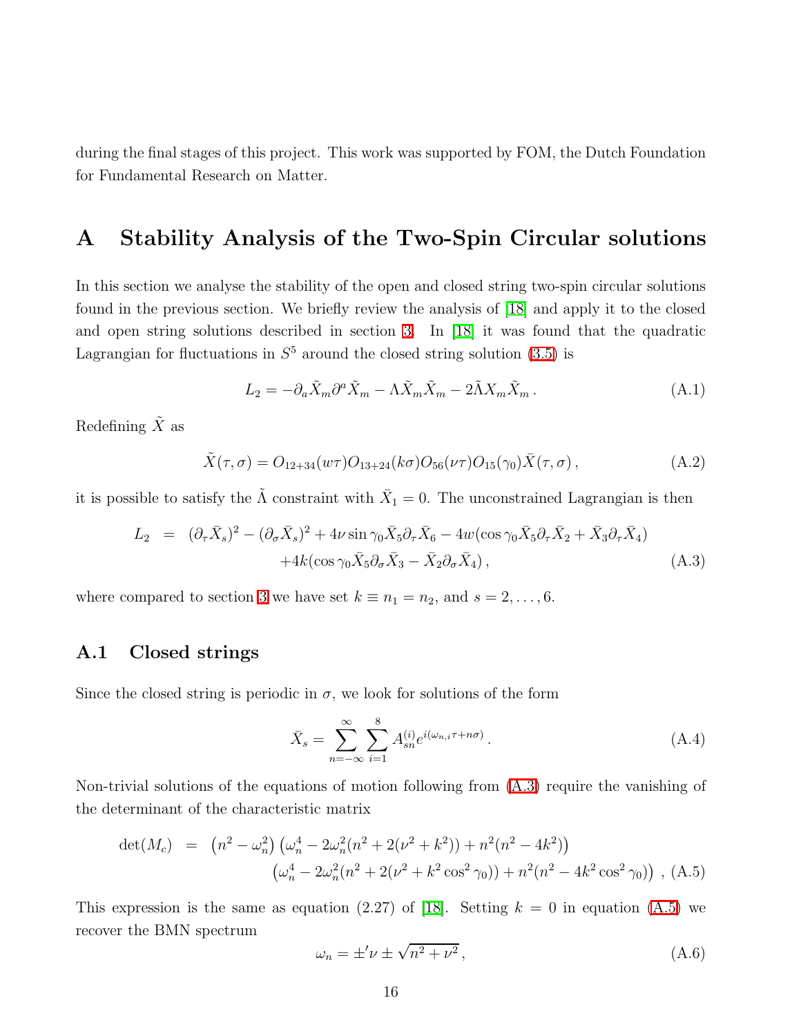during the final stages of this project. This work was supported by FOM, the Dutch Foundation for Fundamental Research on Matter.

# A Stability Analysis of the Two-Spin Circular solutions

In this section we analyse the stability of the open and closed string two-spin circular solutions found in the previous section. We briefly review the analysis of [18] and apply it to the closed and open string solutions described in section 3. In [18] it was found that the quadratic Lagrangian for fluctuations in $S^5$ around the closed string solution (3.5) is

$$L_2 = -\partial_a \tilde{X}_m \partial^a \tilde{X}_m - \Lambda \tilde{X}_m \tilde{X}_m - 2\tilde{\Lambda} X_m \tilde{X}_m \,. \tag{A.1}$$

Redefining $\tilde{X}$ as

$$\tilde{X}(\tau, \sigma) = O_{12+34}(w\tau) O_{13+24}(k\sigma) O_{56}(\nu\tau) O_{15}(\gamma_0) \bar{X}(\tau, \sigma) \,, \tag{A.2}$$

it is possible to satisfy the $\tilde{\Lambda}$ constraint with $\bar{X}_1 = 0$. The unconstrained Lagrangian is then

$$\begin{aligned} L_2 &= (\partial_\tau \bar{X}_s)^2 - (\partial_\sigma \bar{X}_s)^2 + 4\nu \sin\gamma_0 \bar{X}_5 \partial_\tau \bar{X}_6 - 4w(\cos\gamma_0 \bar{X}_5 \partial_\tau \bar{X}_2 + \bar{X}_3 \partial_\tau \bar{X}_4) \\ &\quad + 4k(\cos\gamma_0 \bar{X}_5 \partial_\sigma \bar{X}_3 - \bar{X}_2 \partial_\sigma \bar{X}_4) \,, \end{aligned} \tag{A.3}$$

where compared to section 3 we have set $k \equiv n_1 = n_2$, and $s = 2, \ldots, 6$.

## A.1 Closed strings

Since the closed string is periodic in $\sigma$, we look for solutions of the form

$$\bar{X}_s = \sum_{n=-\infty}^{\infty} \sum_{i=1}^{8} A_{sn}^{(i)} e^{i(\omega_{n,i}\tau + n\sigma)} \,. \tag{A.4}$$

Non-trivial solutions of the equations of motion following from (A.3) require the vanishing of the determinant of the characteristic matrix

$$\begin{aligned} \det(M_c) &= \left(n^2 - \omega_n^2\right)\left(\omega_n^4 - 2\omega_n^2(n^2 + 2(\nu^2 + k^2)) + n^2(n^2 - 4k^2)\right) \\ &\quad \left(\omega_n^4 - 2\omega_n^2(n^2 + 2(\nu^2 + k^2\cos^2\gamma_0)) + n^2(n^2 - 4k^2\cos^2\gamma_0)\right) \,, \end{aligned} \tag{A.5}$$

This expression is the same as equation (2.27) of [18]. Setting $k = 0$ in equation (A.5) we recover the BMN spectrum

$$\omega_n = \pm' \nu \pm \sqrt{n^2 + \nu^2} \,, \tag{A.6}$$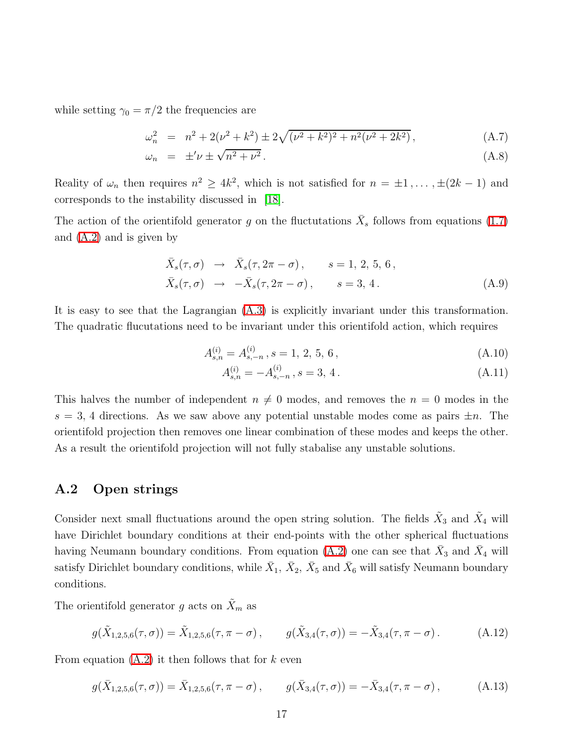while setting $\gamma_0 = \pi/2$ the frequencies are

$$\omega_n^2 = n^2 + 2(\nu^2 + k^2) \pm 2\sqrt{(\nu^2 + k^2)^2 + n^2(\nu^2 + 2k^2)}\,, \tag{A.7}$$

$$\omega_n = \pm' \nu \pm \sqrt{n^2 + \nu^2}\,. \tag{A.8}$$

Reality of $\omega_n$ then requires $n^2 \geq 4k^2$, which is not satisfied for $n = \pm 1, \ldots, \pm(2k-1)$ and corresponds to the instability discussed in [18].

The action of the orientifold generator $g$ on the fluctutations $\bar{X}_s$ follows from equations (1.7) and (A.2) and is given by

$$\begin{aligned} \bar{X}_s(\tau, \sigma) &\rightarrow \bar{X}_s(\tau, 2\pi - \sigma)\,, \qquad s = 1,\, 2,\, 5,\, 6\,, \\ \bar{X}_s(\tau, \sigma) &\rightarrow -\bar{X}_s(\tau, 2\pi - \sigma)\,, \qquad s = 3,\, 4\,. \end{aligned} \tag{A.9}$$

It is easy to see that the Lagrangian (A.3) is explicitly invariant under this transformation. The quadratic flucutations need to be invariant under this orientifold action, which requires

$$A^{(i)}_{s,n} = A^{(i)}_{s,-n}\,, s = 1,\, 2,\, 5,\, 6\,, \tag{A.10}$$

$$A^{(i)}_{s,n} = -A^{(i)}_{s,-n}\,, s = 3,\, 4\,. \tag{A.11}$$

This halves the number of independent $n \neq 0$ modes, and removes the $n = 0$ modes in the $s = 3,\, 4$ directions. As we saw above any potential unstable modes come as pairs $\pm n$. The orientifold projection then removes one linear combination of these modes and keeps the other. As a result the orientifold projection will not fully stabalise any unstable solutions.

## A.2 Open strings

Consider next small fluctuations around the open string solution. The fields $\tilde{X}_3$ and $\tilde{X}_4$ will have Dirichlet boundary conditions at their end-points with the other spherical fluctuations having Neumann boundary conditions. From equation (A.2) one can see that $\bar{X}_3$ and $\bar{X}_4$ will satisfy Dirichlet boundary conditions, while $\bar{X}_1$, $\bar{X}_2$, $\bar{X}_5$ and $\bar{X}_6$ will satisfy Neumann boundary conditions.

The orientifold generator $g$ acts on $\tilde{X}_m$ as

$$g(\tilde{X}_{1,2,5,6}(\tau, \sigma)) = \tilde{X}_{1,2,5,6}(\tau, \pi - \sigma)\,, \qquad g(\tilde{X}_{3,4}(\tau, \sigma)) = -\tilde{X}_{3,4}(\tau, \pi - \sigma)\,. \tag{A.12}$$

From equation (A.2) it then follows that for $k$ even

$$g(\bar{X}_{1,2,5,6}(\tau, \sigma)) = \bar{X}_{1,2,5,6}(\tau, \pi - \sigma)\,, \qquad g(\bar{X}_{3,4}(\tau, \sigma)) = -\bar{X}_{3,4}(\tau, \pi - \sigma)\,, \tag{A.13}$$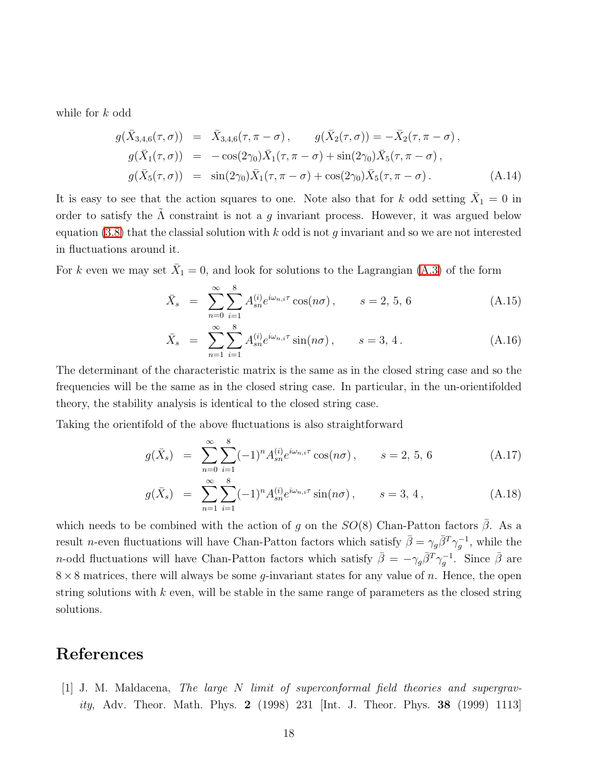while for $k$ odd

$$
\begin{aligned}
g(\bar{X}_{3,4,6}(\tau,\sigma)) &= \bar{X}_{3,4,6}(\tau,\pi-\sigma)\,, \qquad g(\bar{X}_2(\tau,\sigma)) = -\bar{X}_2(\tau,\pi-\sigma)\,, \\
g(\bar{X}_1(\tau,\sigma)) &= -\cos(2\gamma_0)\bar{X}_1(\tau,\pi-\sigma) + \sin(2\gamma_0)\bar{X}_5(\tau,\pi-\sigma)\,, \\
g(\bar{X}_5(\tau,\sigma)) &= \sin(2\gamma_0)\bar{X}_1(\tau,\pi-\sigma) + \cos(2\gamma_0)\bar{X}_5(\tau,\pi-\sigma)\,. 
\end{aligned}
\tag{A.14}
$$

It is easy to see that the action squares to one. Note also that for $k$ odd setting $\bar{X}_1 = 0$ in order to satisfy the $\tilde{\Lambda}$ constraint is not a $g$ invariant process. However, it was argued below equation (3.8) that the classial solution with $k$ odd is not $g$ invariant and so we are not interested in fluctuations around it.

For $k$ even we may set $\bar{X}_1 = 0$, and look for solutions to the Lagrangian (A.3) of the form

$$
\bar{X}_s = \sum_{n=0}^{\infty}\sum_{i=1}^{8} A_{sn}^{(i)} e^{i\omega_{n,i}\tau}\cos(n\sigma)\,, \qquad s = 2,\,5,\,6 \tag{A.15}
$$

$$
\bar{X}_s = \sum_{n=1}^{\infty}\sum_{i=1}^{8} A_{sn}^{(i)} e^{i\omega_{n,i}\tau}\sin(n\sigma)\,, \qquad s = 3,\,4\,. \tag{A.16}
$$

The determinant of the characteristic matrix is the same as in the closed string case and so the frequencies will be the same as in the closed string case. In particular, in the un-orientifolded theory, the stability analysis is identical to the closed string case.

Taking the orientifold of the above fluctuations is also straightforward

$$
g(\bar{X}_s) = \sum_{n=0}^{\infty}\sum_{i=1}^{8} (-1)^n A_{sn}^{(i)} e^{i\omega_{n,i}\tau}\cos(n\sigma)\,, \qquad s = 2,\,5,\,6 \tag{A.17}
$$

$$
g(\bar{X}_s) = \sum_{n=1}^{\infty}\sum_{i=1}^{8} (-1)^n A_{sn}^{(i)} e^{i\omega_{n,i}\tau}\sin(n\sigma)\,, \qquad s = 3,\,4\,, \tag{A.18}
$$

which needs to be combined with the action of $g$ on the $SO(8)$ Chan-Patton factors $\bar{\beta}$. As a result $n$-even fluctuations will have Chan-Patton factors which satisfy $\bar{\beta} = \gamma_g \bar{\beta}^T \gamma_g^{-1}$, while the $n$-odd fluctuations will have Chan-Patton factors which satisfy $\bar{\beta} = -\gamma_g \bar{\beta}^T \gamma_g^{-1}$. Since $\bar{\beta}$ are $8\times 8$ matrices, there will always be some $g$-invariant states for any value of $n$. Hence, the open string solutions with $k$ even, will be stable in the same range of parameters as the closed string solutions.

# References

[1] J. M. Maldacena, *The large N limit of superconformal field theories and supergravity*, Adv. Theor. Math. Phys. **2** (1998) 231 [Int. J. Theor. Phys. **38** (1999) 1113]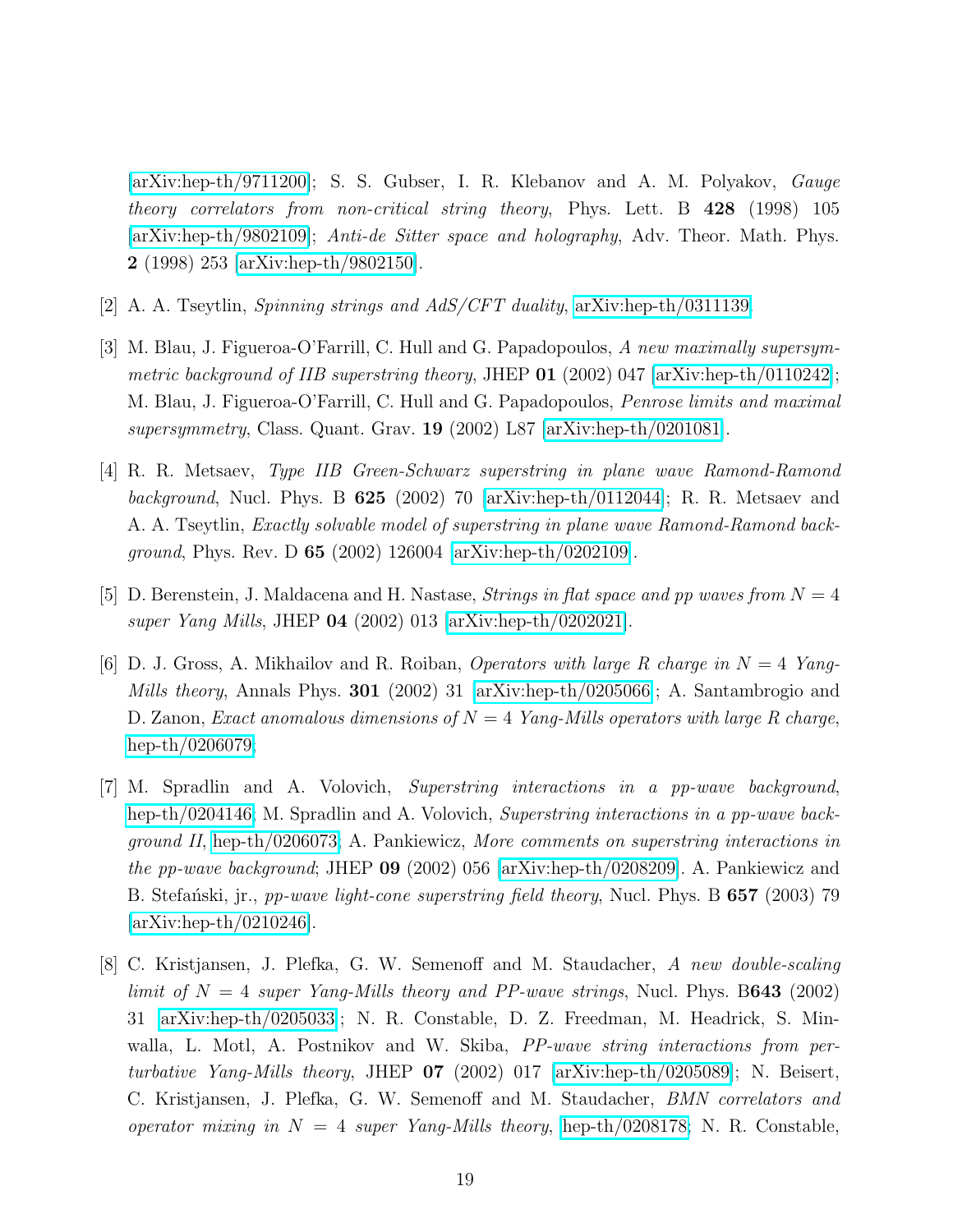[arXiv:hep-th/9711200]; S. S. Gubser, I. R. Klebanov and A. M. Polyakov, *Gauge theory correlators from non-critical string theory*, Phys. Lett. B **428** (1998) 105 [arXiv:hep-th/9802109]; *Anti-de Sitter space and holography*, Adv. Theor. Math. Phys. **2** (1998) 253 [arXiv:hep-th/9802150].

[2] A. A. Tseytlin, *Spinning strings and AdS/CFT duality*, arXiv:hep-th/0311139.

[3] M. Blau, J. Figueroa-O'Farrill, C. Hull and G. Papadopoulos, *A new maximally supersymmetric background of IIB superstring theory*, JHEP **01** (2002) 047 [arXiv:hep-th/0110242]; M. Blau, J. Figueroa-O'Farrill, C. Hull and G. Papadopoulos, *Penrose limits and maximal supersymmetry*, Class. Quant. Grav. **19** (2002) L87 [arXiv:hep-th/0201081].

[4] R. R. Metsaev, *Type IIB Green-Schwarz superstring in plane wave Ramond-Ramond background*, Nucl. Phys. B **625** (2002) 70 [arXiv:hep-th/0112044]; R. R. Metsaev and A. A. Tseytlin, *Exactly solvable model of superstring in plane wave Ramond-Ramond background*, Phys. Rev. D **65** (2002) 126004 [arXiv:hep-th/0202109].

[5] D. Berenstein, J. Maldacena and H. Nastase, *Strings in flat space and pp waves from $N = 4$ super Yang Mills*, JHEP **04** (2002) 013 [arXiv:hep-th/0202021].

[6] D. J. Gross, A. Mikhailov and R. Roiban, *Operators with large R charge in $N = 4$ Yang-Mills theory*, Annals Phys. **301** (2002) 31 [arXiv:hep-th/0205066]; A. Santambrogio and D. Zanon, *Exact anomalous dimensions of $N = 4$ Yang-Mills operators with large R charge*, hep-th/0206079;

[7] M. Spradlin and A. Volovich, *Superstring interactions in a pp-wave background*, hep-th/0204146; M. Spradlin and A. Volovich, *Superstring interactions in a pp-wave background II*, hep-th/0206073; A. Pankiewicz, *More comments on superstring interactions in the pp-wave background*; JHEP **09** (2002) 056 [arXiv:hep-th/0208209]. A. Pankiewicz and B. Stefański, jr., *pp-wave light-cone superstring field theory*, Nucl. Phys. B **657** (2003) 79 [arXiv:hep-th/0210246].

[8] C. Kristjansen, J. Plefka, G. W. Semenoff and M. Staudacher, *A new double-scaling limit of $N = 4$ super Yang-Mills theory and PP-wave strings*, Nucl. Phys. B**643** (2002) 31 [arXiv:hep-th/0205033]; N. R. Constable, D. Z. Freedman, M. Headrick, S. Minwalla, L. Motl, A. Postnikov and W. Skiba, *PP-wave string interactions from perturbative Yang-Mills theory*, JHEP **07** (2002) 017 [arXiv:hep-th/0205089]; N. Beisert, C. Kristjansen, J. Plefka, G. W. Semenoff and M. Staudacher, *BMN correlators and operator mixing in $N = 4$ super Yang-Mills theory*, hep-th/0208178; N. R. Constable,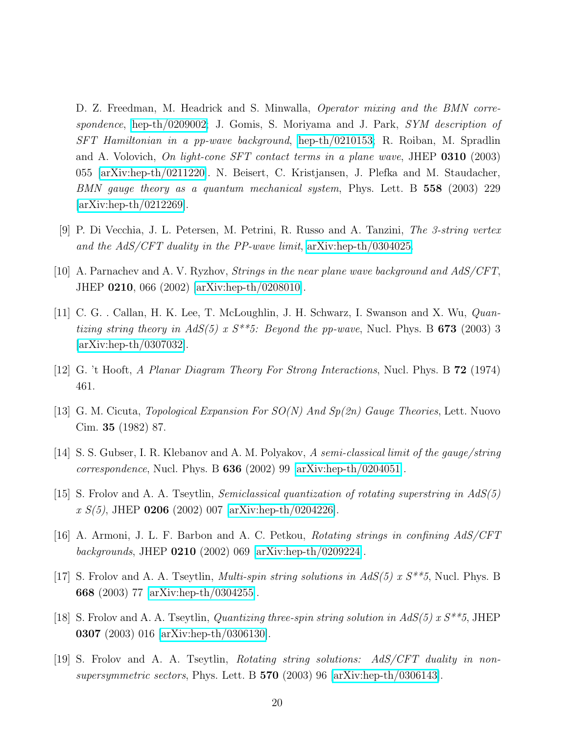D. Z. Freedman, M. Headrick and S. Minwalla, *Operator mixing and the BMN correspondence*, hep-th/0209002; J. Gomis, S. Moriyama and J. Park, *SYM description of SFT Hamiltonian in a pp-wave background*, hep-th/0210153; R. Roiban, M. Spradlin and A. Volovich, *On light-cone SFT contact terms in a plane wave*, JHEP **0310** (2003) 055 [arXiv:hep-th/0211220]. N. Beisert, C. Kristjansen, J. Plefka and M. Staudacher, *BMN gauge theory as a quantum mechanical system*, Phys. Lett. B **558** (2003) 229 [arXiv:hep-th/0212269].

[9] P. Di Vecchia, J. L. Petersen, M. Petrini, R. Russo and A. Tanzini, *The 3-string vertex and the AdS/CFT duality in the PP-wave limit*, arXiv:hep-th/0304025.

[10] A. Parnachev and A. V. Ryzhov, *Strings in the near plane wave background and AdS/CFT*, JHEP **0210**, 066 (2002) [arXiv:hep-th/0208010].

[11] C. G. . Callan, H. K. Lee, T. McLoughlin, J. H. Schwarz, I. Swanson and X. Wu, *Quantizing string theory in AdS(5) x S**5: Beyond the pp-wave*, Nucl. Phys. B **673** (2003) 3 [arXiv:hep-th/0307032].

[12] G. 't Hooft, *A Planar Diagram Theory For Strong Interactions*, Nucl. Phys. B **72** (1974) 461.

[13] G. M. Cicuta, *Topological Expansion For SO(N) And Sp(2n) Gauge Theories*, Lett. Nuovo Cim. **35** (1982) 87.

[14] S. S. Gubser, I. R. Klebanov and A. M. Polyakov, *A semi-classical limit of the gauge/string correspondence*, Nucl. Phys. B **636** (2002) 99 [arXiv:hep-th/0204051].

[15] S. Frolov and A. A. Tseytlin, *Semiclassical quantization of rotating superstring in AdS(5) x S(5)*, JHEP **0206** (2002) 007 [arXiv:hep-th/0204226].

[16] A. Armoni, J. L. F. Barbon and A. C. Petkou, *Rotating strings in confining AdS/CFT backgrounds*, JHEP **0210** (2002) 069 [arXiv:hep-th/0209224].

[17] S. Frolov and A. A. Tseytlin, *Multi-spin string solutions in AdS(5) x S**5*, Nucl. Phys. B **668** (2003) 77 [arXiv:hep-th/0304255].

[18] S. Frolov and A. A. Tseytlin, *Quantizing three-spin string solution in AdS(5) x S**5*, JHEP **0307** (2003) 016 [arXiv:hep-th/0306130].

[19] S. Frolov and A. A. Tseytlin, *Rotating string solutions: AdS/CFT duality in non-supersymmetric sectors*, Phys. Lett. B **570** (2003) 96 [arXiv:hep-th/0306143].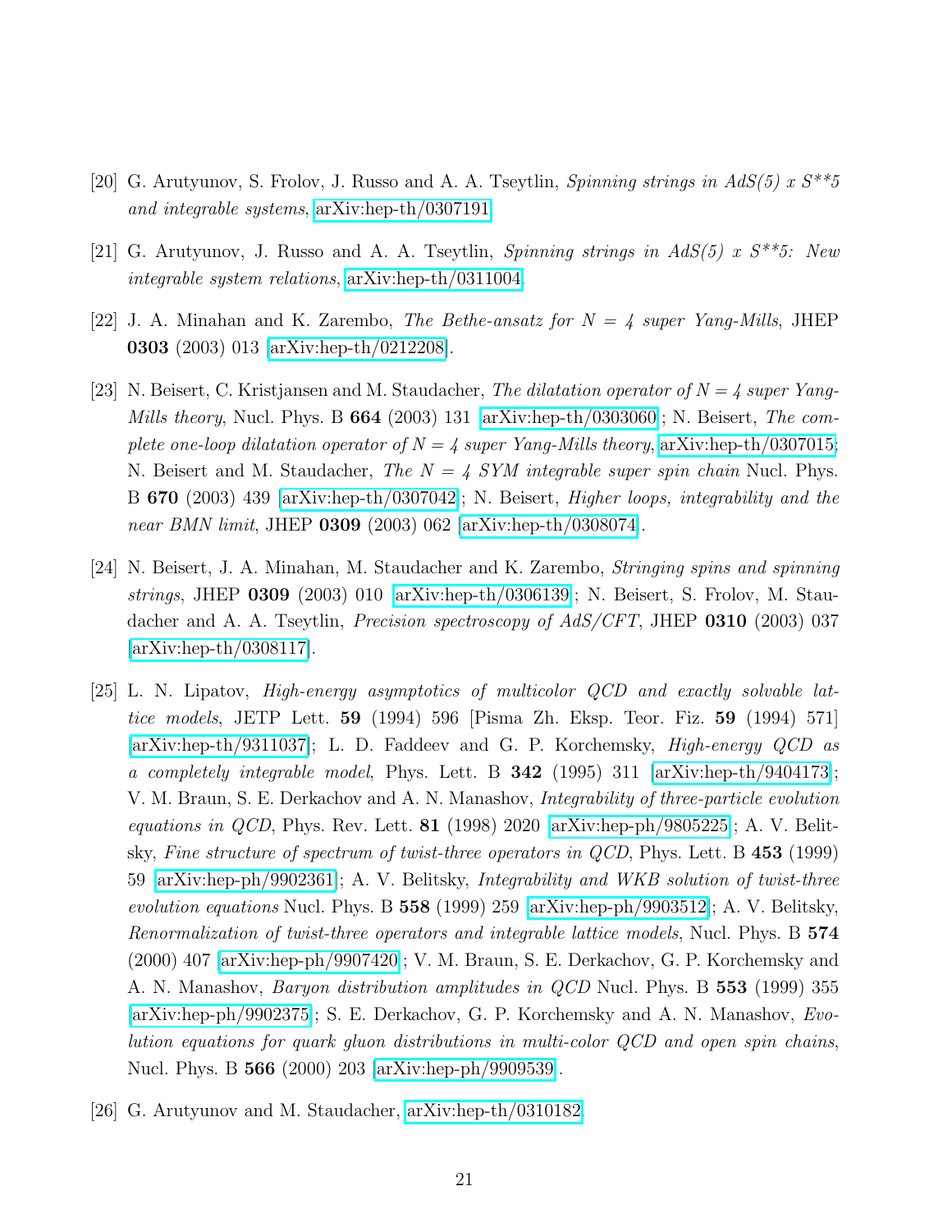[20] G. Arutyunov, S. Frolov, J. Russo and A. A. Tseytlin, *Spinning strings in AdS(5) x S**5 and integrable systems*, arXiv:hep-th/0307191.

[21] G. Arutyunov, J. Russo and A. A. Tseytlin, *Spinning strings in AdS(5) x S**5: New integrable system relations*, arXiv:hep-th/0311004.

[22] J. A. Minahan and K. Zarembo, *The Bethe-ansatz for N = 4 super Yang-Mills*, JHEP **0303** (2003) 013 [arXiv:hep-th/0212208].

[23] N. Beisert, C. Kristjansen and M. Staudacher, *The dilatation operator of N = 4 super Yang-Mills theory*, Nucl. Phys. B **664** (2003) 131 [arXiv:hep-th/0303060]; N. Beisert, *The complete one-loop dilatation operator of N = 4 super Yang-Mills theory*, arXiv:hep-th/0307015; N. Beisert and M. Staudacher, *The N = 4 SYM integrable super spin chain* Nucl. Phys. B **670** (2003) 439 [arXiv:hep-th/0307042]; N. Beisert, *Higher loops, integrability and the near BMN limit*, JHEP **0309** (2003) 062 [arXiv:hep-th/0308074].

[24] N. Beisert, J. A. Minahan, M. Staudacher and K. Zarembo, *Stringing spins and spinning strings*, JHEP **0309** (2003) 010 [arXiv:hep-th/0306139]; N. Beisert, S. Frolov, M. Staudacher and A. A. Tseytlin, *Precision spectroscopy of AdS/CFT*, JHEP **0310** (2003) 037 [arXiv:hep-th/0308117].

[25] L. N. Lipatov, *High-energy asymptotics of multicolor QCD and exactly solvable lattice models*, JETP Lett. **59** (1994) 596 [Pisma Zh. Eksp. Teor. Fiz. **59** (1994) 571] [arXiv:hep-th/9311037]; L. D. Faddeev and G. P. Korchemsky, *High-energy QCD as a completely integrable model*, Phys. Lett. B **342** (1995) 311 [arXiv:hep-th/9404173]; V. M. Braun, S. E. Derkachov and A. N. Manashov, *Integrability of three-particle evolution equations in QCD*, Phys. Rev. Lett. **81** (1998) 2020 [arXiv:hep-ph/9805225]; A. V. Belitsky, *Fine structure of spectrum of twist-three operators in QCD*, Phys. Lett. B **453** (1999) 59 [arXiv:hep-ph/9902361]; A. V. Belitsky, *Integrability and WKB solution of twist-three evolution equations* Nucl. Phys. B **558** (1999) 259 [arXiv:hep-ph/9903512]; A. V. Belitsky, *Renormalization of twist-three operators and integrable lattice models*, Nucl. Phys. B **574** (2000) 407 [arXiv:hep-ph/9907420]; V. M. Braun, S. E. Derkachov, G. P. Korchemsky and A. N. Manashov, *Baryon distribution amplitudes in QCD* Nucl. Phys. B **553** (1999) 355 [arXiv:hep-ph/9902375]; S. E. Derkachov, G. P. Korchemsky and A. N. Manashov, *Evolution equations for quark gluon distributions in multi-color QCD and open spin chains*, Nucl. Phys. B **566** (2000) 203 [arXiv:hep-ph/9909539].

[26] G. Arutyunov and M. Staudacher, arXiv:hep-th/0310182.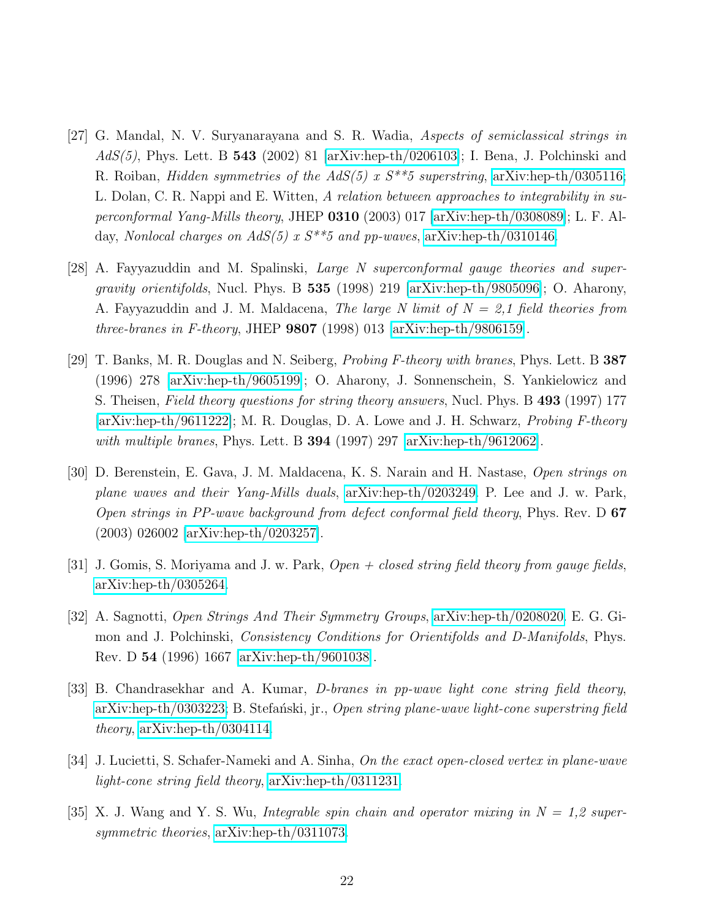[27] G. Mandal, N. V. Suryanarayana and S. R. Wadia, *Aspects of semiclassical strings in AdS(5)*, Phys. Lett. B **543** (2002) 81 [arXiv:hep-th/0206103]; I. Bena, J. Polchinski and R. Roiban, *Hidden symmetries of the AdS(5) x S**5 superstring*, arXiv:hep-th/0305116; L. Dolan, C. R. Nappi and E. Witten, *A relation between approaches to integrability in superconformal Yang-Mills theory*, JHEP **0310** (2003) 017 [arXiv:hep-th/0308089]; L. F. Alday, *Nonlocal charges on AdS(5) x S**5 and pp-waves*, arXiv:hep-th/0310146.

[28] A. Fayyazuddin and M. Spalinski, *Large N superconformal gauge theories and supergravity orientifolds*, Nucl. Phys. B **535** (1998) 219 [arXiv:hep-th/9805096]; O. Aharony, A. Fayyazuddin and J. M. Maldacena, *The large N limit of N = 2,1 field theories from three-branes in F-theory*, JHEP **9807** (1998) 013 [arXiv:hep-th/9806159].

[29] T. Banks, M. R. Douglas and N. Seiberg, *Probing F-theory with branes*, Phys. Lett. B **387** (1996) 278 [arXiv:hep-th/9605199]; O. Aharony, J. Sonnenschein, S. Yankielowicz and S. Theisen, *Field theory questions for string theory answers*, Nucl. Phys. B **493** (1997) 177 [arXiv:hep-th/9611222]; M. R. Douglas, D. A. Lowe and J. H. Schwarz, *Probing F-theory with multiple branes*, Phys. Lett. B **394** (1997) 297 [arXiv:hep-th/9612062].

[30] D. Berenstein, E. Gava, J. M. Maldacena, K. S. Narain and H. Nastase, *Open strings on plane waves and their Yang-Mills duals*, arXiv:hep-th/0203249. P. Lee and J. w. Park, *Open strings in PP-wave background from defect conformal field theory*, Phys. Rev. D **67** (2003) 026002 [arXiv:hep-th/0203257].

[31] J. Gomis, S. Moriyama and J. w. Park, *Open + closed string field theory from gauge fields*, arXiv:hep-th/0305264.

[32] A. Sagnotti, *Open Strings And Their Symmetry Groups*, arXiv:hep-th/0208020. E. G. Gimon and J. Polchinski, *Consistency Conditions for Orientifolds and D-Manifolds*, Phys. Rev. D **54** (1996) 1667 [arXiv:hep-th/9601038].

[33] B. Chandrasekhar and A. Kumar, *D-branes in pp-wave light cone string field theory*, arXiv:hep-th/0303223; B. Stefański, jr., *Open string plane-wave light-cone superstring field theory*, arXiv:hep-th/0304114.

[34] J. Lucietti, S. Schafer-Nameki and A. Sinha, *On the exact open-closed vertex in plane-wave light-cone string field theory*, arXiv:hep-th/0311231.

[35] X. J. Wang and Y. S. Wu, *Integrable spin chain and operator mixing in N = 1,2 supersymmetric theories*, arXiv:hep-th/0311073.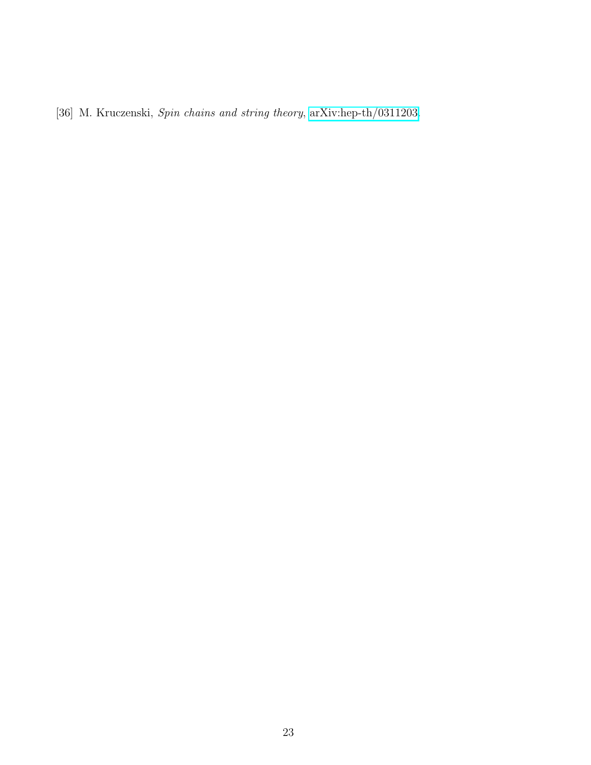[36] M. Kruczenski, *Spin chains and string theory*, arXiv:hep-th/0311203.